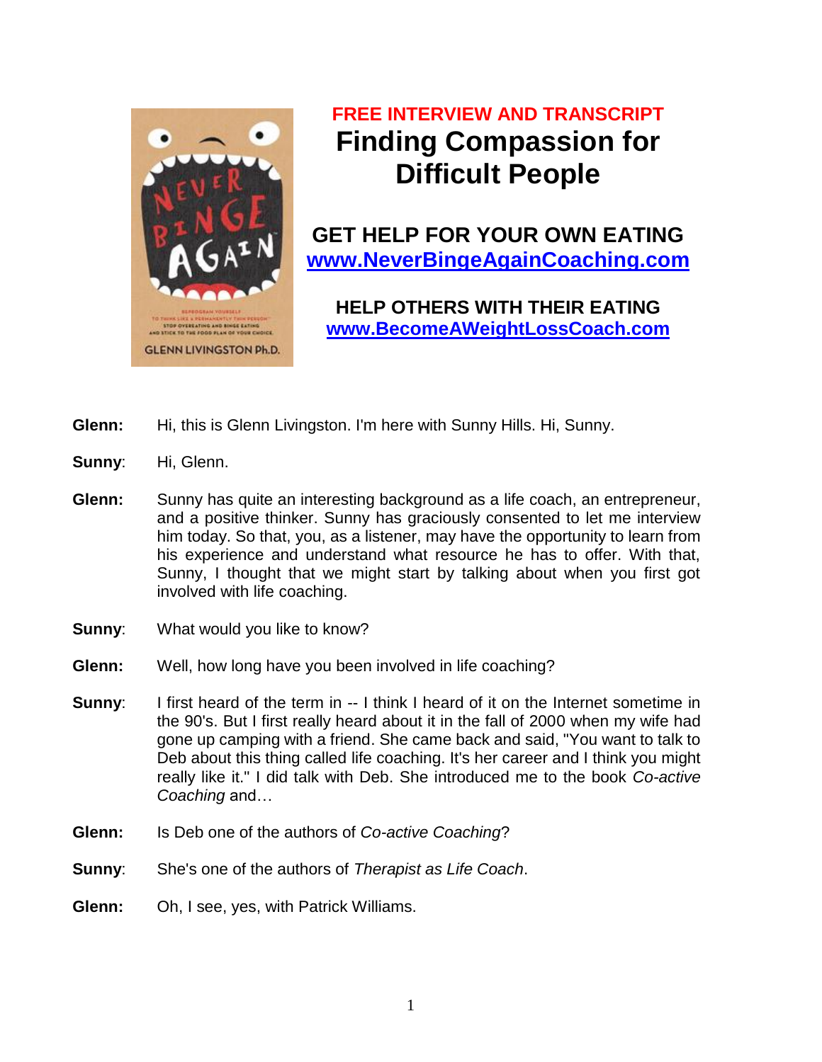**FREE INTERVIEW AND TRANSCRIPT**

# Finding Compassion for Difficult People

## GET HELP FOR YOUR OWN EATING

[www.NeverBingeAgainCoaching.com](http://www.NeverBingeAgainCoaching.com)

## HELP OTHERS WITH THEIR EATING

[www.BecomeAWeightLossCoach.com](http://www.BecomeAWeightLossCoach.com)

**Glenn:** Hi, this is Glenn Livingston. I'm here with Sunny Hills. Hi, Sunny.

**Sunny**: Hi, Glenn.

**Glenn:** Sunny has quite an interesting background as a life coach, an entrepreneur, and a positive thinker. Sunny has graciously consented to let me interview him today. So that, you, as a listener, may have the opportunity to learn from his experience and understand what resource he has to offer. With that, Sunny, I thought that we might start by talking about when you first got involved with life coaching.

**Sunny**: What would you like to know?

**Glenn:** Well, how long have you been involved in life coaching?

**Sunny**: I first heard of the term in -- I think I heard of it on the Internet sometime in the 90's. But I first really heard about it in the fall of 2000 when my wife had gone up camping with a friend. She came back and said, "You want to talk to Deb about this thing called life coaching. It's her career and I think you might really like it." I did talk with Deb. She introduced me to the book *Co-active Coaching* and…

**Glenn:** Is Deb one of the authors of *Co-active Coaching*?

**Sunny**: She's one of the authors of *Therapist as Life Coach*.

**Glenn:** Oh, I see, yes, with Patrick Williams.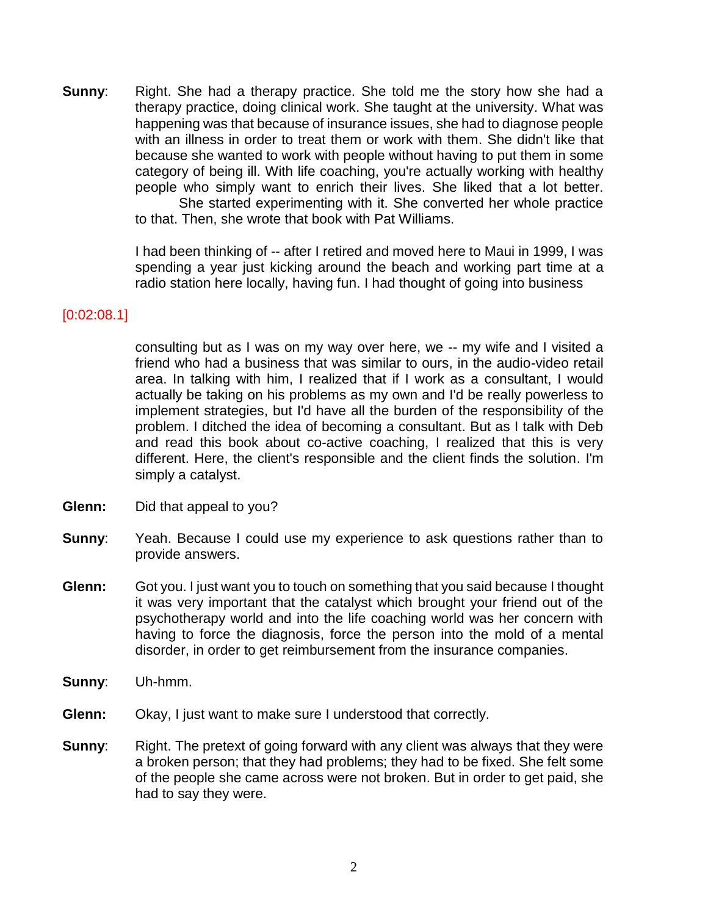**Sunny**: Right. She had a therapy practice. She told me the story how she had a therapy practice, doing clinical work. She taught at the university. What was happening was that because of insurance issues, she had to diagnose people with an illness in order to treat them or work with them. She didn't like that because she wanted to work with people without having to put them in some category of being ill. With life coaching, you're actually working with healthy people who simply want to enrich their lives. She liked that a lot better.

She started experimenting with it. She converted her whole practice to that. Then, she wrote that book with Pat Williams.

I had been thinking of -- after I retired and moved here to Maui in 1999, I was spending a year just kicking around the beach and working part time at a radio station here locally, having fun. I had thought of going into business

[0:02:08.1]

consulting but as I was on my way over here, we -- my wife and I visited a friend who had a business that was similar to ours, in the audio-video retail area. In talking with him, I realized that if I work as a consultant, I would actually be taking on his problems as my own and I'd be really powerless to implement strategies, but I'd have all the burden of the responsibility of the problem. I ditched the idea of becoming a consultant. But as I talk with Deb and read this book about co-active coaching, I realized that this is very different. Here, the client's responsible and the client finds the solution. I'm simply a catalyst.

**Glenn:** Did that appeal to you?

**Sunny**: Yeah. Because I could use my experience to ask questions rather than to provide answers.

**Glenn:** Got you. I just want you to touch on something that you said because I thought it was very important that the catalyst which brought your friend out of the psychotherapy world and into the life coaching world was her concern with having to force the diagnosis, force the person into the mold of a mental disorder, in order to get reimbursement from the insurance companies.

**Sunny**: Uh-hmm.

**Glenn:** Okay, I just want to make sure I understood that correctly.

**Sunny**: Right. The pretext of going forward with any client was always that they were a broken person; that they had problems; they had to be fixed. She felt some of the people she came across were not broken. But in order to get paid, she had to say they were.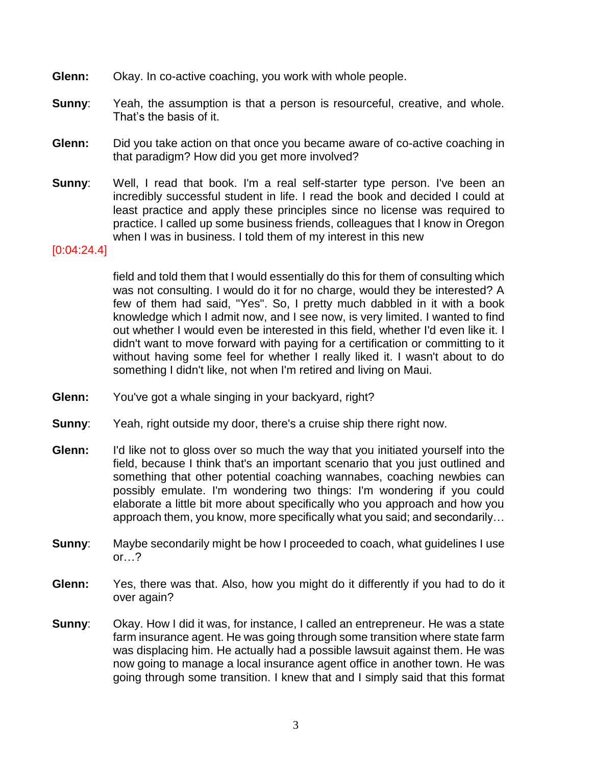**Glenn:** Okay. In co-active coaching, you work with whole people.

**Sunny**: Yeah, the assumption is that a person is resourceful, creative, and whole. That's the basis of it.

**Glenn:** Did you take action on that once you became aware of co-active coaching in that paradigm? How did you get more involved?

**Sunny**: Well, I read that book. I'm a real self-starter type person. I've been an incredibly successful student in life. I read the book and decided I could at least practice and apply these principles since no license was required to practice. I called up some business friends, colleagues that I know in Oregon when I was in business. I told them of my interest in this new

[0:04:24.4]

field and told them that I would essentially do this for them of consulting which was not consulting. I would do it for no charge, would they be interested? A few of them had said, "Yes". So, I pretty much dabbled in it with a book knowledge which I admit now, and I see now, is very limited. I wanted to find out whether I would even be interested in this field, whether I'd even like it. I didn't want to move forward with paying for a certification or committing to it without having some feel for whether I really liked it. I wasn't about to do something I didn't like, not when I'm retired and living on Maui.

**Glenn:** You've got a whale singing in your backyard, right?

**Sunny**: Yeah, right outside my door, there's a cruise ship there right now.

**Glenn:** I'd like not to gloss over so much the way that you initiated yourself into the field, because I think that's an important scenario that you just outlined and something that other potential coaching wannabes, coaching newbies can possibly emulate. I'm wondering two things: I'm wondering if you could elaborate a little bit more about specifically who you approach and how you approach them, you know, more specifically what you said; and secondarily…

**Sunny**: Maybe secondarily might be how I proceeded to coach, what guidelines I use or…?

**Glenn:** Yes, there was that. Also, how you might do it differently if you had to do it over again?

**Sunny**: Okay. How I did it was, for instance, I called an entrepreneur. He was a state farm insurance agent. He was going through some transition where state farm was displacing him. He actually had a possible lawsuit against them. He was now going to manage a local insurance agent office in another town. He was going through some transition. I knew that and I simply said that this format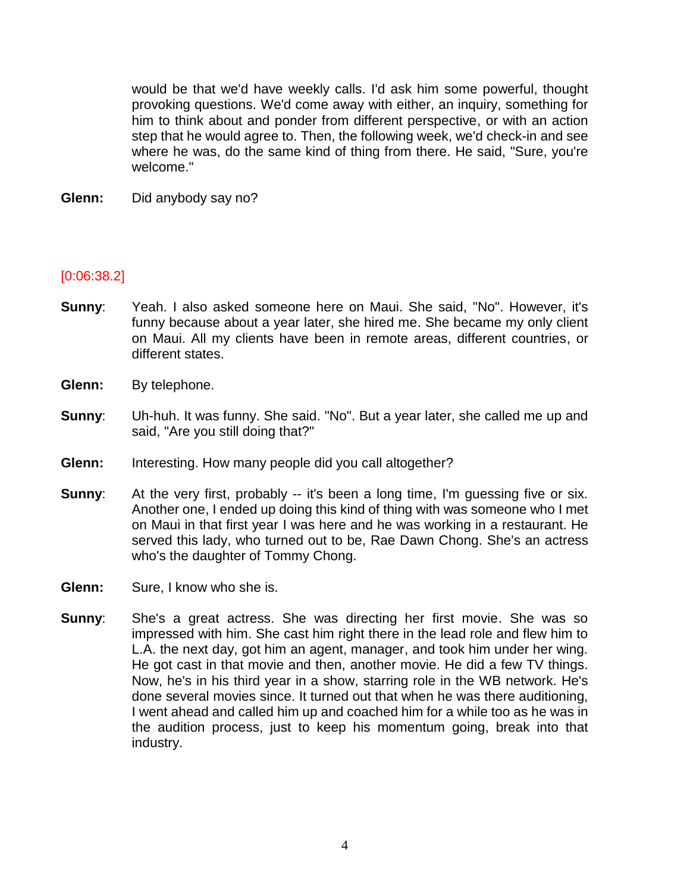would be that we'd have weekly calls. I'd ask him some powerful, thought provoking questions. We'd come away with either, an inquiry, something for him to think about and ponder from different perspective, or with an action step that he would agree to. Then, the following week, we'd check-in and see where he was, do the same kind of thing from there. He said, "Sure, you're welcome."

**Glenn:** Did anybody say no?

[0:06:38.2]

**Sunny**: Yeah. I also asked someone here on Maui. She said, "No". However, it's funny because about a year later, she hired me. She became my only client on Maui. All my clients have been in remote areas, different countries, or different states.

**Glenn:** By telephone.

**Sunny**: Uh-huh. It was funny. She said. "No". But a year later, she called me up and said, "Are you still doing that?"

**Glenn:** Interesting. How many people did you call altogether?

**Sunny**: At the very first, probably -- it's been a long time, I'm guessing five or six. Another one, I ended up doing this kind of thing with was someone who I met on Maui in that first year I was here and he was working in a restaurant. He served this lady, who turned out to be, Rae Dawn Chong. She's an actress who's the daughter of Tommy Chong.

**Glenn:** Sure, I know who she is.

**Sunny**: She's a great actress. She was directing her first movie. She was so impressed with him. She cast him right there in the lead role and flew him to L.A. the next day, got him an agent, manager, and took him under her wing. He got cast in that movie and then, another movie. He did a few TV things. Now, he's in his third year in a show, starring role in the WB network. He's done several movies since. It turned out that when he was there auditioning, I went ahead and called him up and coached him for a while too as he was in the audition process, just to keep his momentum going, break into that industry.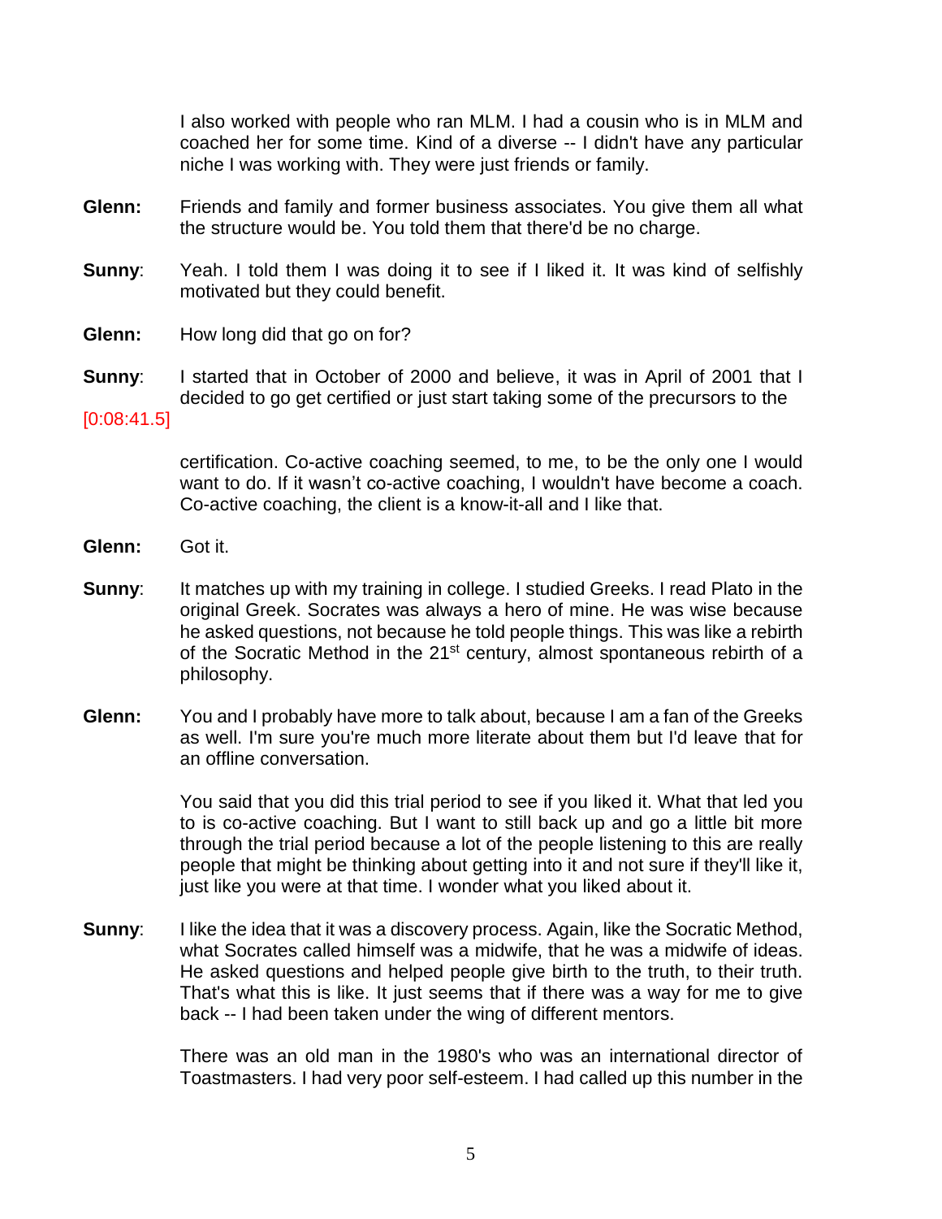I also worked with people who ran MLM. I had a cousin who is in MLM and coached her for some time. Kind of a diverse -- I didn't have any particular niche I was working with. They were just friends or family.

**Glenn:** Friends and family and former business associates. You give them all what the structure would be. You told them that there'd be no charge.

**Sunny**: Yeah. I told them I was doing it to see if I liked it. It was kind of selfishly motivated but they could benefit.

**Glenn:** How long did that go on for?

**Sunny**: I started that in October of 2000 and believe, it was in April of 2001 that I decided to go get certified or just start taking some of the precursors to the

[0:08:41.5]

certification. Co-active coaching seemed, to me, to be the only one I would want to do. If it wasn't co-active coaching, I wouldn't have become a coach. Co-active coaching, the client is a know-it-all and I like that.

**Glenn:** Got it.

**Sunny**: It matches up with my training in college. I studied Greeks. I read Plato in the original Greek. Socrates was always a hero of mine. He was wise because he asked questions, not because he told people things. This was like a rebirth of the Socratic Method in the 21st century, almost spontaneous rebirth of a philosophy.

**Glenn:** You and I probably have more to talk about, because I am a fan of the Greeks as well. I'm sure you're much more literate about them but I'd leave that for an offline conversation.

You said that you did this trial period to see if you liked it. What that led you to is co-active coaching. But I want to still back up and go a little bit more through the trial period because a lot of the people listening to this are really people that might be thinking about getting into it and not sure if they'll like it, just like you were at that time. I wonder what you liked about it.

**Sunny**: I like the idea that it was a discovery process. Again, like the Socratic Method, what Socrates called himself was a midwife, that he was a midwife of ideas. He asked questions and helped people give birth to the truth, to their truth. That's what this is like. It just seems that if there was a way for me to give back -- I had been taken under the wing of different mentors.

There was an old man in the 1980's who was an international director of Toastmasters. I had very poor self-esteem. I had called up this number in the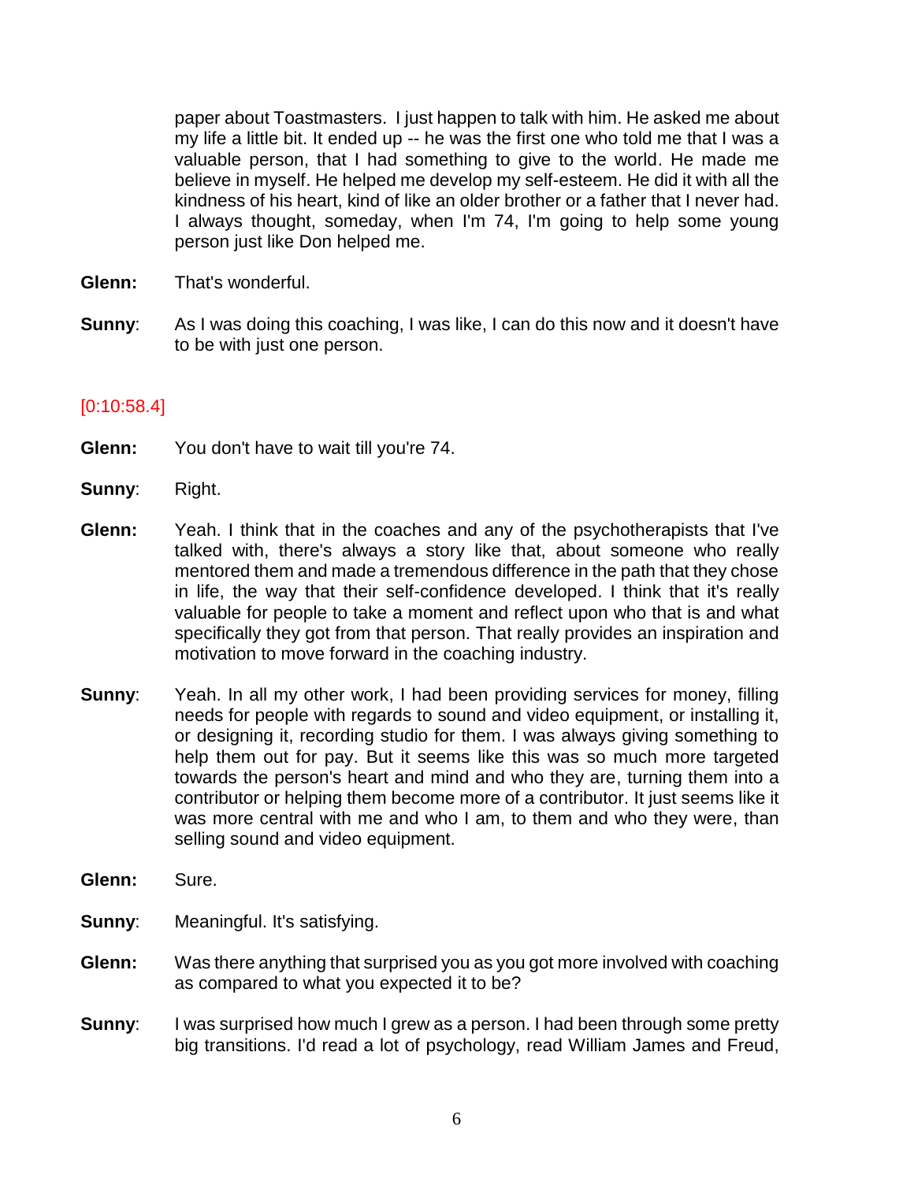paper about Toastmasters. I just happen to talk with him. He asked me about my life a little bit. It ended up -- he was the first one who told me that I was a valuable person, that I had something to give to the world. He made me believe in myself. He helped me develop my self-esteem. He did it with all the kindness of his heart, kind of like an older brother or a father that I never had. I always thought, someday, when I'm 74, I'm going to help some young person just like Don helped me.

**Glenn:** That's wonderful.

**Sunny**: As I was doing this coaching, I was like, I can do this now and it doesn't have to be with just one person.

[0:10:58.4]

**Glenn:** You don't have to wait till you're 74.

**Sunny**: Right.

**Glenn:** Yeah. I think that in the coaches and any of the psychotherapists that I've talked with, there's always a story like that, about someone who really mentored them and made a tremendous difference in the path that they chose in life, the way that their self-confidence developed. I think that it's really valuable for people to take a moment and reflect upon who that is and what specifically they got from that person. That really provides an inspiration and motivation to move forward in the coaching industry.

**Sunny**: Yeah. In all my other work, I had been providing services for money, filling needs for people with regards to sound and video equipment, or installing it, or designing it, recording studio for them. I was always giving something to help them out for pay. But it seems like this was so much more targeted towards the person's heart and mind and who they are, turning them into a contributor or helping them become more of a contributor. It just seems like it was more central with me and who I am, to them and who they were, than selling sound and video equipment.

**Glenn:** Sure.

**Sunny**: Meaningful. It's satisfying.

**Glenn:** Was there anything that surprised you as you got more involved with coaching as compared to what you expected it to be?

**Sunny**: I was surprised how much I grew as a person. I had been through some pretty big transitions. I'd read a lot of psychology, read William James and Freud,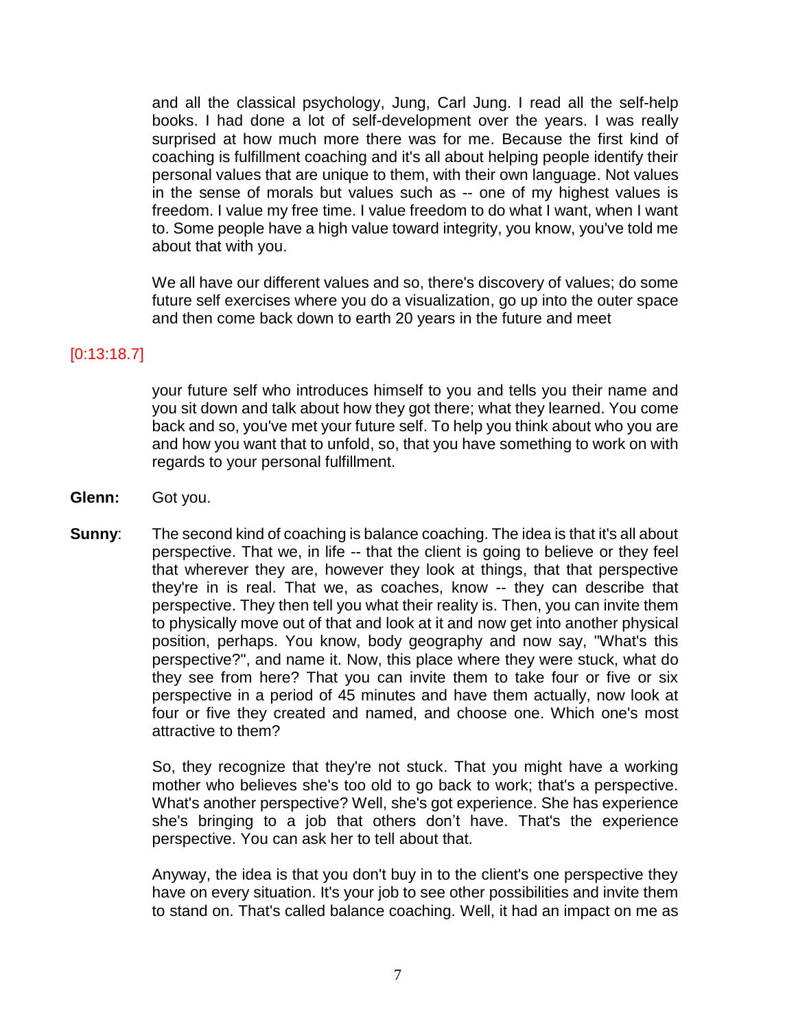and all the classical psychology, Jung, Carl Jung. I read all the self-help books. I had done a lot of self-development over the years. I was really surprised at how much more there was for me. Because the first kind of coaching is fulfillment coaching and it's all about helping people identify their personal values that are unique to them, with their own language. Not values in the sense of morals but values such as -- one of my highest values is freedom. I value my free time. I value freedom to do what I want, when I want to. Some people have a high value toward integrity, you know, you've told me about that with you.

We all have our different values and so, there's discovery of values; do some future self exercises where you do a visualization, go up into the outer space and then come back down to earth 20 years in the future and meet

[0:13:18.7]

your future self who introduces himself to you and tells you their name and you sit down and talk about how they got there; what they learned. You come back and so, you've met your future self. To help you think about who you are and how you want that to unfold, so, that you have something to work on with regards to your personal fulfillment.

**Glenn:** Got you.

**Sunny**: The second kind of coaching is balance coaching. The idea is that it's all about perspective. That we, in life -- that the client is going to believe or they feel that wherever they are, however they look at things, that that perspective they're in is real. That we, as coaches, know -- they can describe that perspective. They then tell you what their reality is. Then, you can invite them to physically move out of that and look at it and now get into another physical position, perhaps. You know, body geography and now say, "What's this perspective?", and name it. Now, this place where they were stuck, what do they see from here? That you can invite them to take four or five or six perspective in a period of 45 minutes and have them actually, now look at four or five they created and named, and choose one. Which one's most attractive to them?

So, they recognize that they're not stuck. That you might have a working mother who believes she's too old to go back to work; that's a perspective. What's another perspective? Well, she's got experience. She has experience she's bringing to a job that others don't have. That's the experience perspective. You can ask her to tell about that.

Anyway, the idea is that you don't buy in to the client's one perspective they have on every situation. It's your job to see other possibilities and invite them to stand on. That's called balance coaching. Well, it had an impact on me as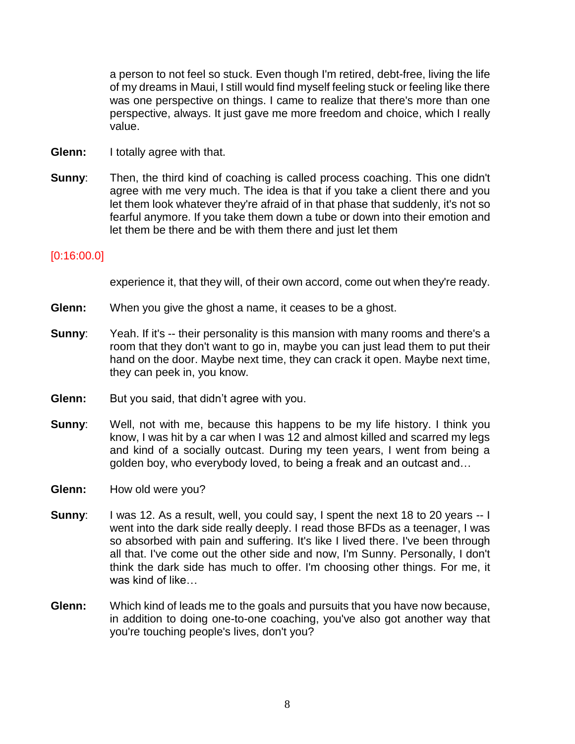a person to not feel so stuck. Even though I'm retired, debt-free, living the life of my dreams in Maui, I still would find myself feeling stuck or feeling like there was one perspective on things. I came to realize that there's more than one perspective, always. It just gave me more freedom and choice, which I really value.

**Glenn:** I totally agree with that.

**Sunny**: Then, the third kind of coaching is called process coaching. This one didn't agree with me very much. The idea is that if you take a client there and you let them look whatever they're afraid of in that phase that suddenly, it's not so fearful anymore. If you take them down a tube or down into their emotion and let them be there and be with them there and just let them

[0:16:00.0]

experience it, that they will, of their own accord, come out when they're ready.

**Glenn:** When you give the ghost a name, it ceases to be a ghost.

**Sunny**: Yeah. If it's -- their personality is this mansion with many rooms and there's a room that they don't want to go in, maybe you can just lead them to put their hand on the door. Maybe next time, they can crack it open. Maybe next time, they can peek in, you know.

**Glenn:** But you said, that didn't agree with you.

**Sunny**: Well, not with me, because this happens to be my life history. I think you know, I was hit by a car when I was 12 and almost killed and scarred my legs and kind of a socially outcast. During my teen years, I went from being a golden boy, who everybody loved, to being a freak and an outcast and…

**Glenn:** How old were you?

**Sunny**: I was 12. As a result, well, you could say, I spent the next 18 to 20 years -- I went into the dark side really deeply. I read those BFDs as a teenager, I was so absorbed with pain and suffering. It's like I lived there. I've been through all that. I've come out the other side and now, I'm Sunny. Personally, I don't think the dark side has much to offer. I'm choosing other things. For me, it was kind of like…

**Glenn:** Which kind of leads me to the goals and pursuits that you have now because, in addition to doing one-to-one coaching, you've also got another way that you're touching people's lives, don't you?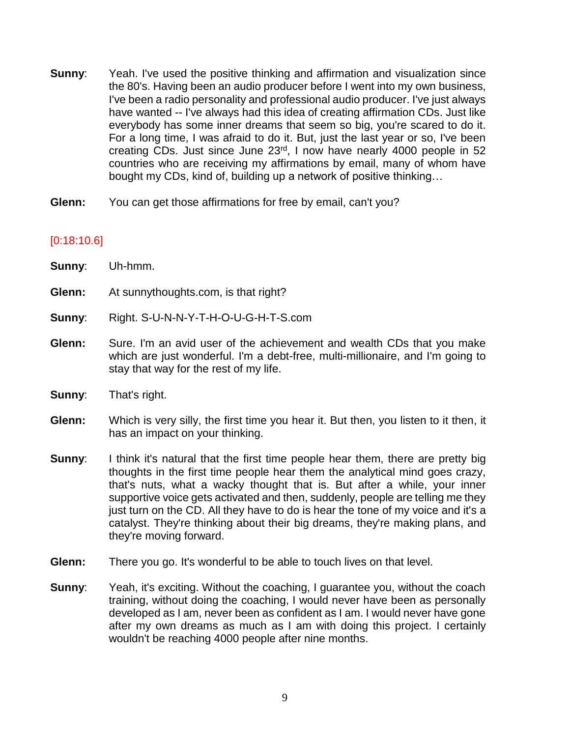**Sunny**: Yeah. I've used the positive thinking and affirmation and visualization since the 80's. Having been an audio producer before I went into my own business, I've been a radio personality and professional audio producer. I've just always have wanted -- I've always had this idea of creating affirmation CDs. Just like everybody has some inner dreams that seem so big, you're scared to do it. For a long time, I was afraid to do it. But, just the last year or so, I've been creating CDs. Just since June 23rd, I now have nearly 4000 people in 52 countries who are receiving my affirmations by email, many of whom have bought my CDs, kind of, building up a network of positive thinking…

**Glenn:** You can get those affirmations for free by email, can't you?

[0:18:10.6]

**Sunny**: Uh-hmm.

**Glenn:** At sunnythoughts.com, is that right?

**Sunny**: Right. S-U-N-N-Y-T-H-O-U-G-H-T-S.com

**Glenn:** Sure. I'm an avid user of the achievement and wealth CDs that you make which are just wonderful. I'm a debt-free, multi-millionaire, and I'm going to stay that way for the rest of my life.

**Sunny**: That's right.

**Glenn:** Which is very silly, the first time you hear it. But then, you listen to it then, it has an impact on your thinking.

**Sunny**: I think it's natural that the first time people hear them, there are pretty big thoughts in the first time people hear them the analytical mind goes crazy, that's nuts, what a wacky thought that is. But after a while, your inner supportive voice gets activated and then, suddenly, people are telling me they just turn on the CD. All they have to do is hear the tone of my voice and it's a catalyst. They're thinking about their big dreams, they're making plans, and they're moving forward.

**Glenn:** There you go. It's wonderful to be able to touch lives on that level.

**Sunny**: Yeah, it's exciting. Without the coaching, I guarantee you, without the coach training, without doing the coaching, I would never have been as personally developed as I am, never been as confident as I am. I would never have gone after my own dreams as much as I am with doing this project. I certainly wouldn't be reaching 4000 people after nine months.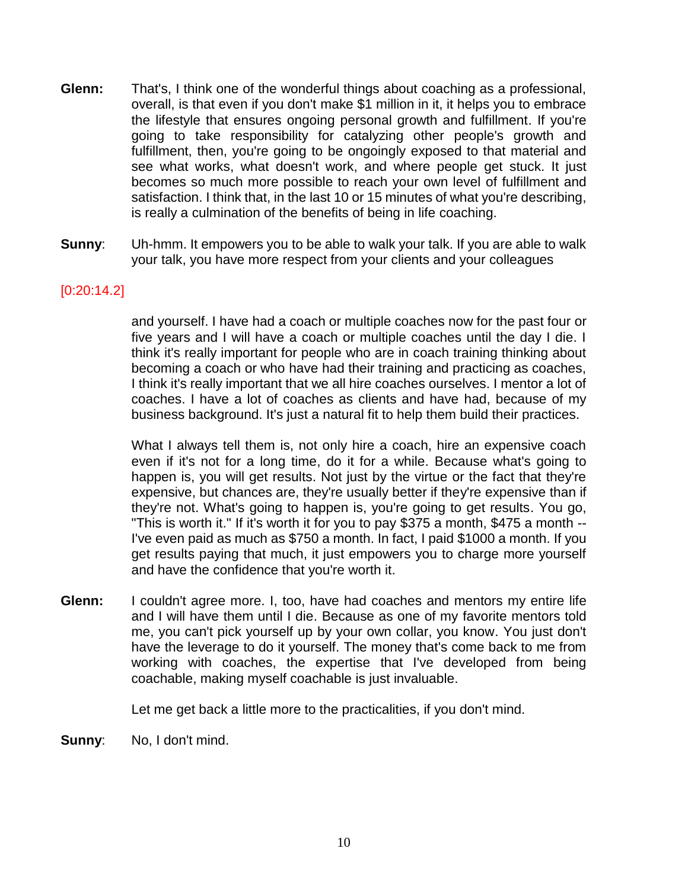**Glenn:** That's, I think one of the wonderful things about coaching as a professional, overall, is that even if you don't make $1 million in it, it helps you to embrace the lifestyle that ensures ongoing personal growth and fulfillment. If you're going to take responsibility for catalyzing other people's growth and fulfillment, then, you're going to be ongoingly exposed to that material and see what works, what doesn't work, and where people get stuck. It just becomes so much more possible to reach your own level of fulfillment and satisfaction. I think that, in the last 10 or 15 minutes of what you're describing, is really a culmination of the benefits of being in life coaching.

**Sunny**: Uh-hmm. It empowers you to be able to walk your talk. If you are able to walk your talk, you have more respect from your clients and your colleagues

[0:20:14.2]

and yourself. I have had a coach or multiple coaches now for the past four or five years and I will have a coach or multiple coaches until the day I die. I think it's really important for people who are in coach training thinking about becoming a coach or who have had their training and practicing as coaches, I think it's really important that we all hire coaches ourselves. I mentor a lot of coaches. I have a lot of coaches as clients and have had, because of my business background. It's just a natural fit to help them build their practices.

What I always tell them is, not only hire a coach, hire an expensive coach even if it's not for a long time, do it for a while. Because what's going to happen is, you will get results. Not just by the virtue or the fact that they're expensive, but chances are, they're usually better if they're expensive than if they're not. What's going to happen is, you're going to get results. You go, "This is worth it." If it's worth it for you to pay $375 a month, $475 a month -- I've even paid as much as $750 a month. In fact, I paid $1000 a month. If you get results paying that much, it just empowers you to charge more yourself and have the confidence that you're worth it.

**Glenn:** I couldn't agree more. I, too, have had coaches and mentors my entire life and I will have them until I die. Because as one of my favorite mentors told me, you can't pick yourself up by your own collar, you know. You just don't have the leverage to do it yourself. The money that's come back to me from working with coaches, the expertise that I've developed from being coachable, making myself coachable is just invaluable.

Let me get back a little more to the practicalities, if you don't mind.

**Sunny**: No, I don't mind.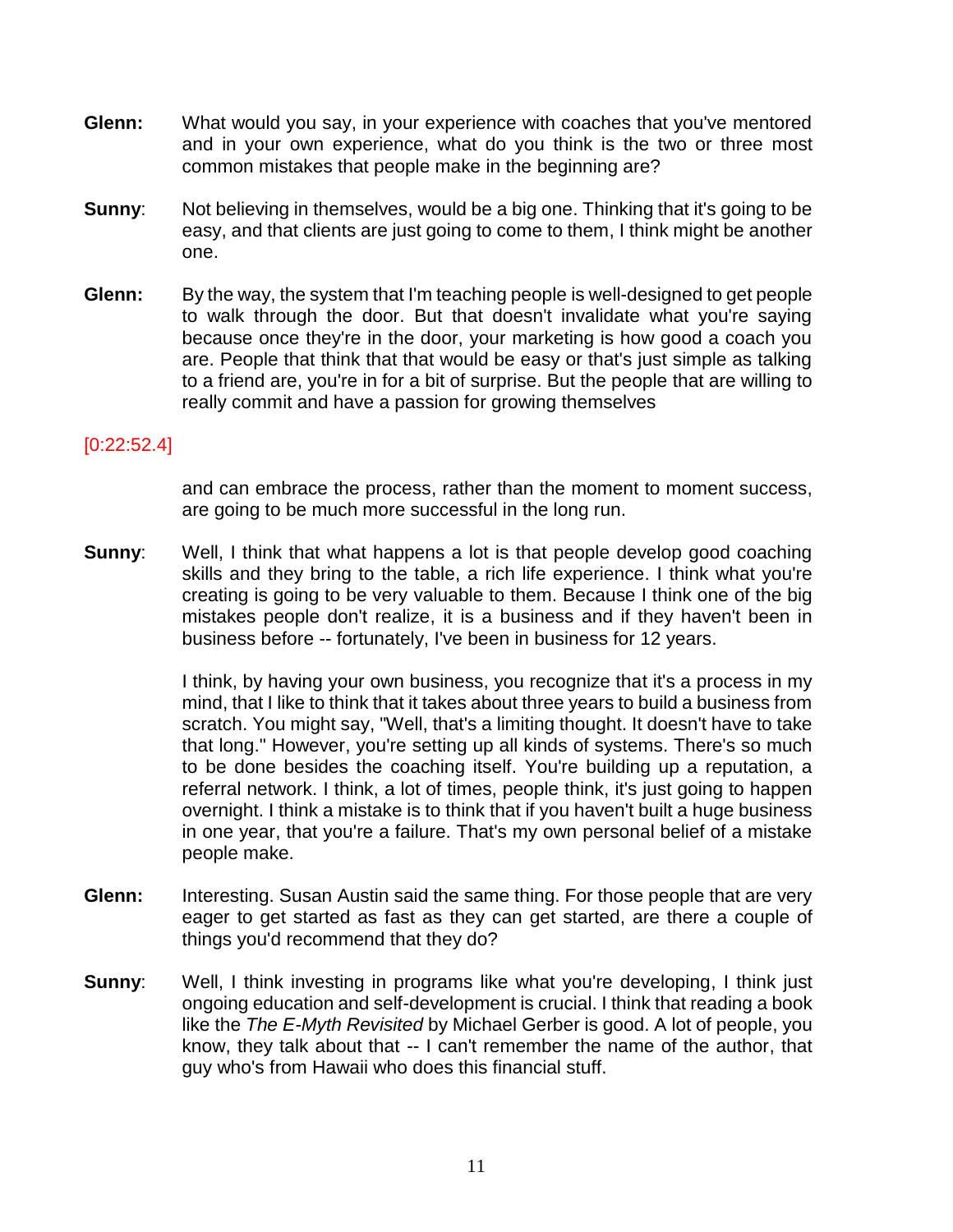**Glenn:** What would you say, in your experience with coaches that you've mentored and in your own experience, what do you think is the two or three most common mistakes that people make in the beginning are?

**Sunny**: Not believing in themselves, would be a big one. Thinking that it's going to be easy, and that clients are just going to come to them, I think might be another one.

**Glenn:** By the way, the system that I'm teaching people is well-designed to get people to walk through the door. But that doesn't invalidate what you're saying because once they're in the door, your marketing is how good a coach you are. People that think that that would be easy or that's just simple as talking to a friend are, you're in for a bit of surprise. But the people that are willing to really commit and have a passion for growing themselves

[0:22:52.4]

and can embrace the process, rather than the moment to moment success, are going to be much more successful in the long run.

**Sunny**: Well, I think that what happens a lot is that people develop good coaching skills and they bring to the table, a rich life experience. I think what you're creating is going to be very valuable to them. Because I think one of the big mistakes people don't realize, it is a business and if they haven't been in business before -- fortunately, I've been in business for 12 years.

I think, by having your own business, you recognize that it's a process in my mind, that I like to think that it takes about three years to build a business from scratch. You might say, "Well, that's a limiting thought. It doesn't have to take that long." However, you're setting up all kinds of systems. There's so much to be done besides the coaching itself. You're building up a reputation, a referral network. I think, a lot of times, people think, it's just going to happen overnight. I think a mistake is to think that if you haven't built a huge business in one year, that you're a failure. That's my own personal belief of a mistake people make.

**Glenn:** Interesting. Susan Austin said the same thing. For those people that are very eager to get started as fast as they can get started, are there a couple of things you'd recommend that they do?

**Sunny**: Well, I think investing in programs like what you're developing, I think just ongoing education and self-development is crucial. I think that reading a book like the *The E-Myth Revisited* by Michael Gerber is good. A lot of people, you know, they talk about that -- I can't remember the name of the author, that guy who's from Hawaii who does this financial stuff.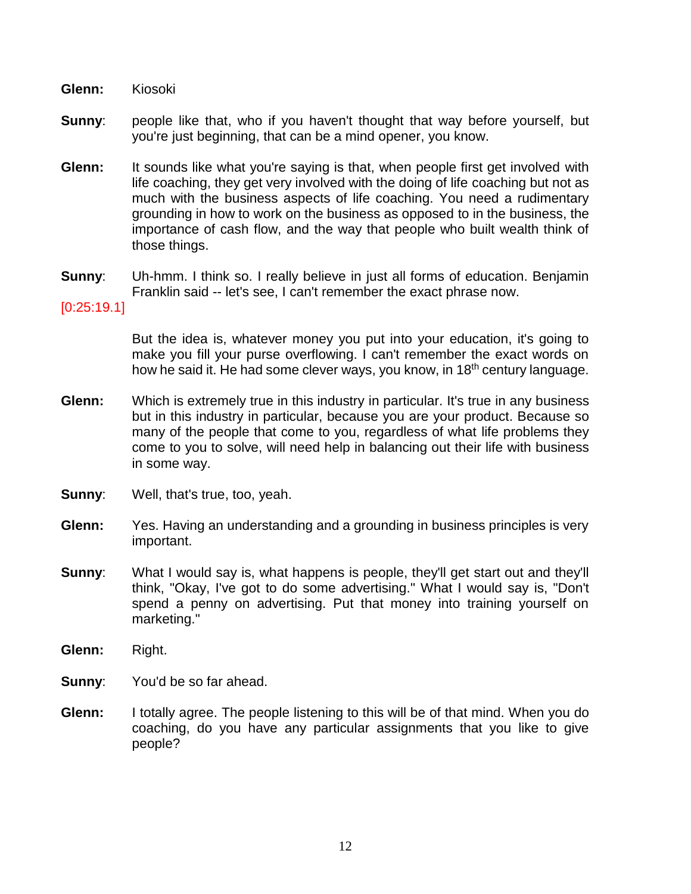**Glenn:** Kiosoki

**Sunny**: people like that, who if you haven't thought that way before yourself, but you're just beginning, that can be a mind opener, you know.

**Glenn:** It sounds like what you're saying is that, when people first get involved with life coaching, they get very involved with the doing of life coaching but not as much with the business aspects of life coaching. You need a rudimentary grounding in how to work on the business as opposed to in the business, the importance of cash flow, and the way that people who built wealth think of those things.

**Sunny**: Uh-hmm. I think so. I really believe in just all forms of education. Benjamin Franklin said -- let's see, I can't remember the exact phrase now.

[0:25:19.1]

But the idea is, whatever money you put into your education, it's going to make you fill your purse overflowing. I can't remember the exact words on how he said it. He had some clever ways, you know, in 18th century language.

**Glenn:** Which is extremely true in this industry in particular. It's true in any business but in this industry in particular, because you are your product. Because so many of the people that come to you, regardless of what life problems they come to you to solve, will need help in balancing out their life with business in some way.

**Sunny**: Well, that's true, too, yeah.

**Glenn:** Yes. Having an understanding and a grounding in business principles is very important.

**Sunny**: What I would say is, what happens is people, they'll get start out and they'll think, "Okay, I've got to do some advertising." What I would say is, "Don't spend a penny on advertising. Put that money into training yourself on marketing."

**Glenn:** Right.

**Sunny**: You'd be so far ahead.

**Glenn:** I totally agree. The people listening to this will be of that mind. When you do coaching, do you have any particular assignments that you like to give people?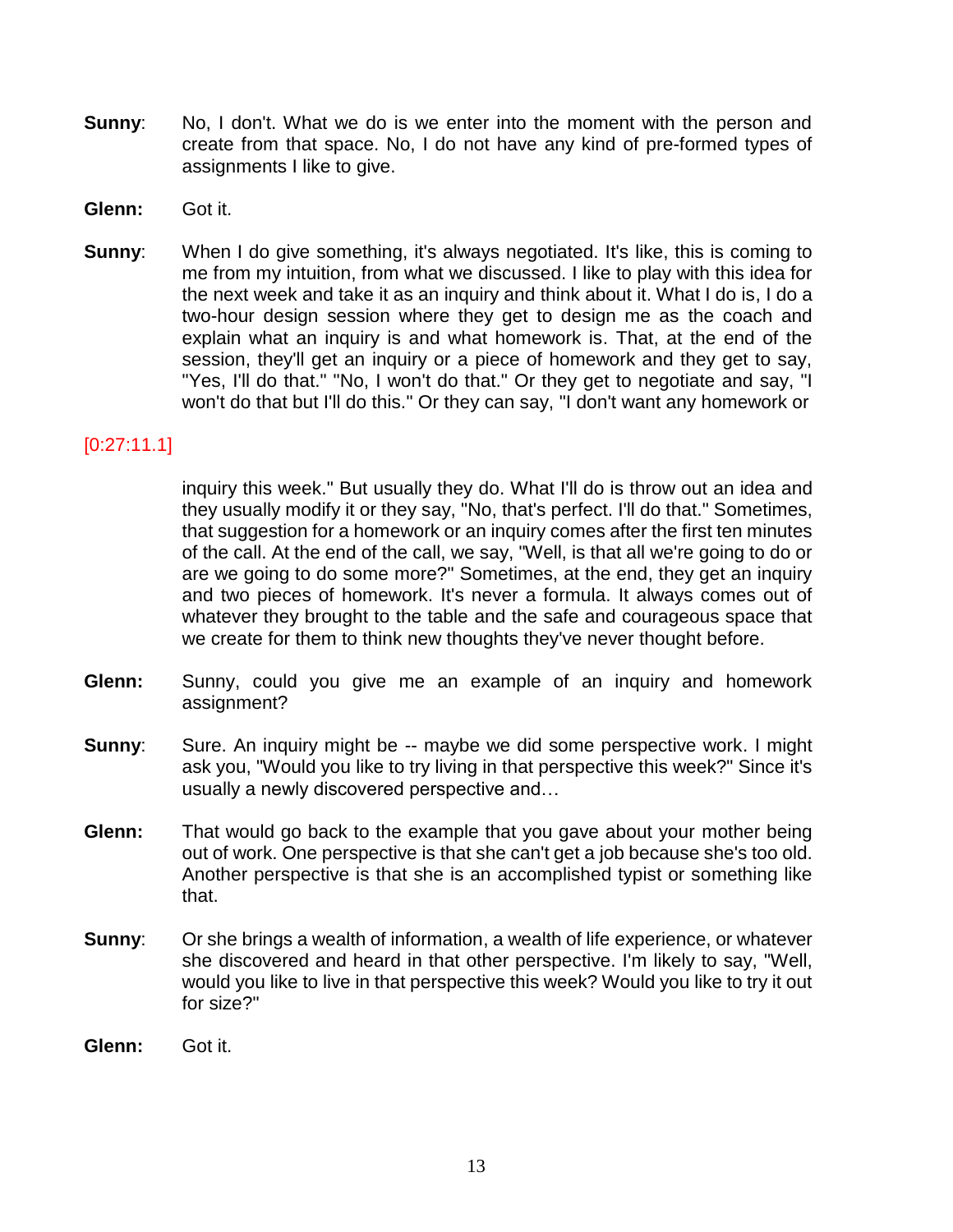**Sunny**: No, I don't. What we do is we enter into the moment with the person and create from that space. No, I do not have any kind of pre-formed types of assignments I like to give.

**Glenn:** Got it.

**Sunny**: When I do give something, it's always negotiated. It's like, this is coming to me from my intuition, from what we discussed. I like to play with this idea for the next week and take it as an inquiry and think about it. What I do is, I do a two-hour design session where they get to design me as the coach and explain what an inquiry is and what homework is. That, at the end of the session, they'll get an inquiry or a piece of homework and they get to say, "Yes, I'll do that." "No, I won't do that." Or they get to negotiate and say, "I won't do that but I'll do this." Or they can say, "I don't want any homework or

[0:27:11.1]

inquiry this week." But usually they do. What I'll do is throw out an idea and they usually modify it or they say, "No, that's perfect. I'll do that." Sometimes, that suggestion for a homework or an inquiry comes after the first ten minutes of the call. At the end of the call, we say, "Well, is that all we're going to do or are we going to do some more?" Sometimes, at the end, they get an inquiry and two pieces of homework. It's never a formula. It always comes out of whatever they brought to the table and the safe and courageous space that we create for them to think new thoughts they've never thought before.

**Glenn:** Sunny, could you give me an example of an inquiry and homework assignment?

**Sunny**: Sure. An inquiry might be -- maybe we did some perspective work. I might ask you, "Would you like to try living in that perspective this week?" Since it's usually a newly discovered perspective and…

**Glenn:** That would go back to the example that you gave about your mother being out of work. One perspective is that she can't get a job because she's too old. Another perspective is that she is an accomplished typist or something like that.

**Sunny**: Or she brings a wealth of information, a wealth of life experience, or whatever she discovered and heard in that other perspective. I'm likely to say, "Well, would you like to live in that perspective this week? Would you like to try it out for size?"

**Glenn:** Got it.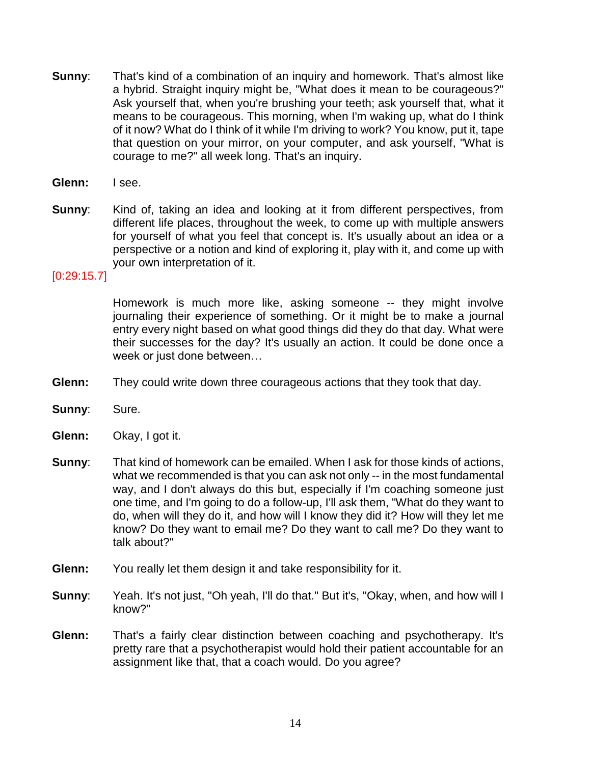**Sunny**: That's kind of a combination of an inquiry and homework. That's almost like a hybrid. Straight inquiry might be, "What does it mean to be courageous?" Ask yourself that, when you're brushing your teeth; ask yourself that, what it means to be courageous. This morning, when I'm waking up, what do I think of it now? What do I think of it while I'm driving to work? You know, put it, tape that question on your mirror, on your computer, and ask yourself, "What is courage to me?" all week long. That's an inquiry.

**Glenn:** I see.

**Sunny**: Kind of, taking an idea and looking at it from different perspectives, from different life places, throughout the week, to come up with multiple answers for yourself of what you feel that concept is. It's usually about an idea or a perspective or a notion and kind of exploring it, play with it, and come up with your own interpretation of it.

[0:29:15.7]

Homework is much more like, asking someone -- they might involve journaling their experience of something. Or it might be to make a journal entry every night based on what good things did they do that day. What were their successes for the day? It's usually an action. It could be done once a week or just done between…

**Glenn:** They could write down three courageous actions that they took that day.

**Sunny**: Sure.

**Glenn:** Okay, I got it.

**Sunny**: That kind of homework can be emailed. When I ask for those kinds of actions, what we recommended is that you can ask not only -- in the most fundamental way, and I don't always do this but, especially if I'm coaching someone just one time, and I'm going to do a follow-up, I'll ask them, "What do they want to do, when will they do it, and how will I know they did it? How will they let me know? Do they want to email me? Do they want to call me? Do they want to talk about?"

**Glenn:** You really let them design it and take responsibility for it.

**Sunny**: Yeah. It's not just, "Oh yeah, I'll do that." But it's, "Okay, when, and how will I know?"

**Glenn:** That's a fairly clear distinction between coaching and psychotherapy. It's pretty rare that a psychotherapist would hold their patient accountable for an assignment like that, that a coach would. Do you agree?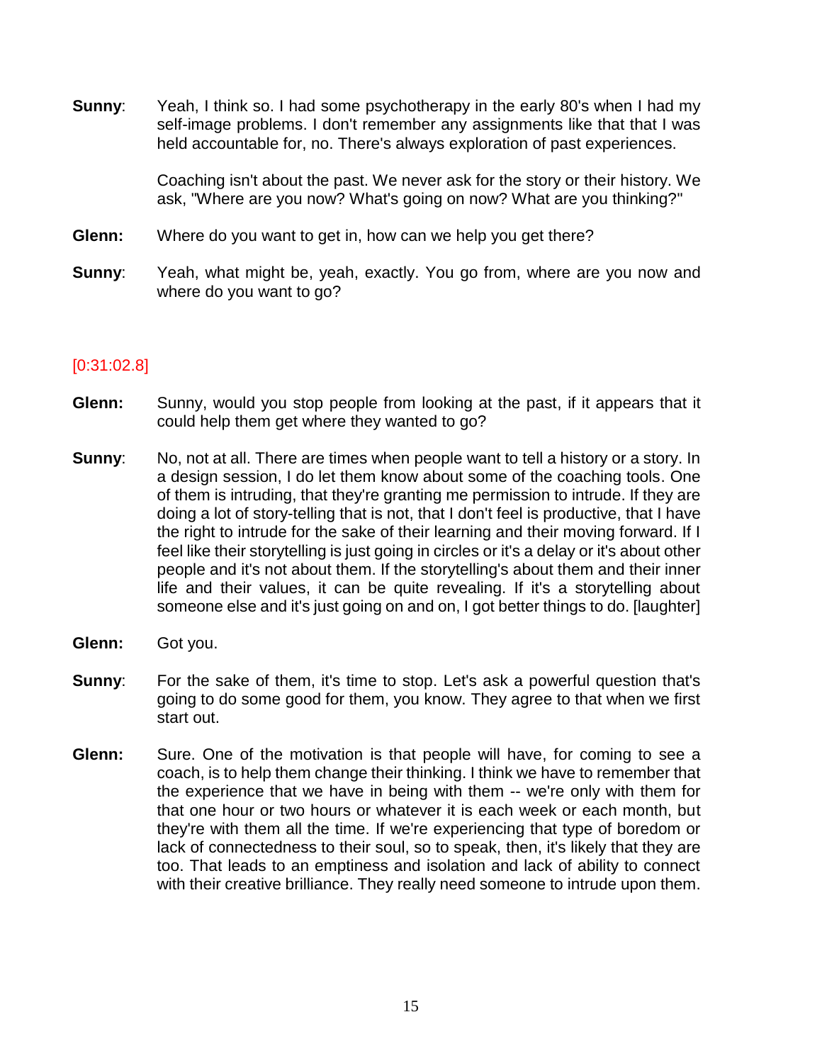**Sunny**: Yeah, I think so. I had some psychotherapy in the early 80's when I had my self-image problems. I don't remember any assignments like that that I was held accountable for, no. There's always exploration of past experiences.

Coaching isn't about the past. We never ask for the story or their history. We ask, "Where are you now? What's going on now? What are you thinking?"

**Glenn:** Where do you want to get in, how can we help you get there?

**Sunny**: Yeah, what might be, yeah, exactly. You go from, where are you now and where do you want to go?

[0:31:02.8]

**Glenn:** Sunny, would you stop people from looking at the past, if it appears that it could help them get where they wanted to go?

**Sunny**: No, not at all. There are times when people want to tell a history or a story. In a design session, I do let them know about some of the coaching tools. One of them is intruding, that they're granting me permission to intrude. If they are doing a lot of story-telling that is not, that I don't feel is productive, that I have the right to intrude for the sake of their learning and their moving forward. If I feel like their storytelling is just going in circles or it's a delay or it's about other people and it's not about them. If the storytelling's about them and their inner life and their values, it can be quite revealing. If it's a storytelling about someone else and it's just going on and on, I got better things to do. [laughter]

**Glenn:** Got you.

**Sunny**: For the sake of them, it's time to stop. Let's ask a powerful question that's going to do some good for them, you know. They agree to that when we first start out.

**Glenn:** Sure. One of the motivation is that people will have, for coming to see a coach, is to help them change their thinking. I think we have to remember that the experience that we have in being with them -- we're only with them for that one hour or two hours or whatever it is each week or each month, but they're with them all the time. If we're experiencing that type of boredom or lack of connectedness to their soul, so to speak, then, it's likely that they are too. That leads to an emptiness and isolation and lack of ability to connect with their creative brilliance. They really need someone to intrude upon them.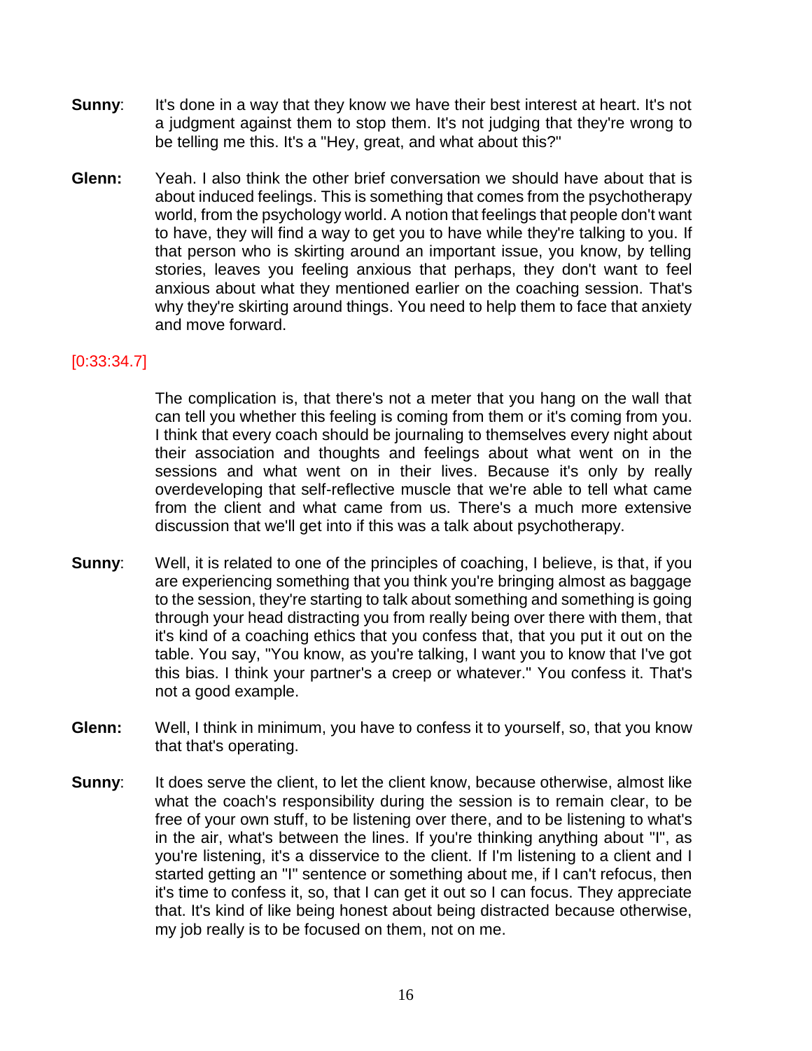**Sunny**: It's done in a way that they know we have their best interest at heart. It's not a judgment against them to stop them. It's not judging that they're wrong to be telling me this. It's a "Hey, great, and what about this?"

**Glenn:** Yeah. I also think the other brief conversation we should have about that is about induced feelings. This is something that comes from the psychotherapy world, from the psychology world. A notion that feelings that people don't want to have, they will find a way to get you to have while they're talking to you. If that person who is skirting around an important issue, you know, by telling stories, leaves you feeling anxious that perhaps, they don't want to feel anxious about what they mentioned earlier on the coaching session. That's why they're skirting around things. You need to help them to face that anxiety and move forward.

[0:33:34.7]

The complication is, that there's not a meter that you hang on the wall that can tell you whether this feeling is coming from them or it's coming from you. I think that every coach should be journaling to themselves every night about their association and thoughts and feelings about what went on in the sessions and what went on in their lives. Because it's only by really overdeveloping that self-reflective muscle that we're able to tell what came from the client and what came from us. There's a much more extensive discussion that we'll get into if this was a talk about psychotherapy.

**Sunny**: Well, it is related to one of the principles of coaching, I believe, is that, if you are experiencing something that you think you're bringing almost as baggage to the session, they're starting to talk about something and something is going through your head distracting you from really being over there with them, that it's kind of a coaching ethics that you confess that, that you put it out on the table. You say, "You know, as you're talking, I want you to know that I've got this bias. I think your partner's a creep or whatever." You confess it. That's not a good example.

**Glenn:** Well, I think in minimum, you have to confess it to yourself, so, that you know that that's operating.

**Sunny**: It does serve the client, to let the client know, because otherwise, almost like what the coach's responsibility during the session is to remain clear, to be free of your own stuff, to be listening over there, and to be listening to what's in the air, what's between the lines. If you're thinking anything about "I", as you're listening, it's a disservice to the client. If I'm listening to a client and I started getting an "I" sentence or something about me, if I can't refocus, then it's time to confess it, so, that I can get it out so I can focus. They appreciate that. It's kind of like being honest about being distracted because otherwise, my job really is to be focused on them, not on me.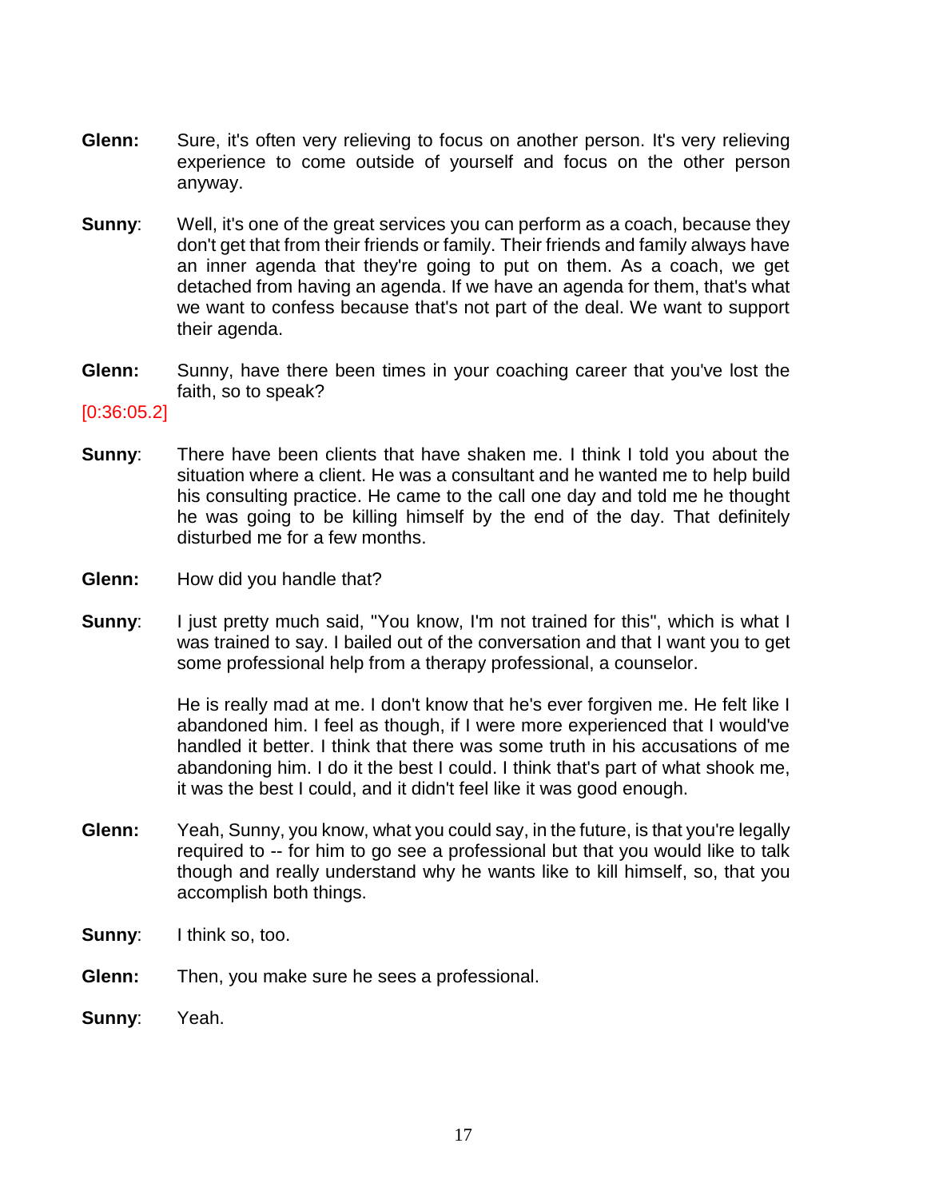**Glenn:** Sure, it's often very relieving to focus on another person. It's very relieving experience to come outside of yourself and focus on the other person anyway.

**Sunny**: Well, it's one of the great services you can perform as a coach, because they don't get that from their friends or family. Their friends and family always have an inner agenda that they're going to put on them. As a coach, we get detached from having an agenda. If we have an agenda for them, that's what we want to confess because that's not part of the deal. We want to support their agenda.

**Glenn:** Sunny, have there been times in your coaching career that you've lost the faith, so to speak?

[0:36:05.2]

**Sunny**: There have been clients that have shaken me. I think I told you about the situation where a client. He was a consultant and he wanted me to help build his consulting practice. He came to the call one day and told me he thought he was going to be killing himself by the end of the day. That definitely disturbed me for a few months.

**Glenn:** How did you handle that?

**Sunny**: I just pretty much said, "You know, I'm not trained for this", which is what I was trained to say. I bailed out of the conversation and that I want you to get some professional help from a therapy professional, a counselor.

He is really mad at me. I don't know that he's ever forgiven me. He felt like I abandoned him. I feel as though, if I were more experienced that I would've handled it better. I think that there was some truth in his accusations of me abandoning him. I do it the best I could. I think that's part of what shook me, it was the best I could, and it didn't feel like it was good enough.

**Glenn:** Yeah, Sunny, you know, what you could say, in the future, is that you're legally required to -- for him to go see a professional but that you would like to talk though and really understand why he wants like to kill himself, so, that you accomplish both things.

**Sunny**: I think so, too.

**Glenn:** Then, you make sure he sees a professional.

**Sunny**: Yeah.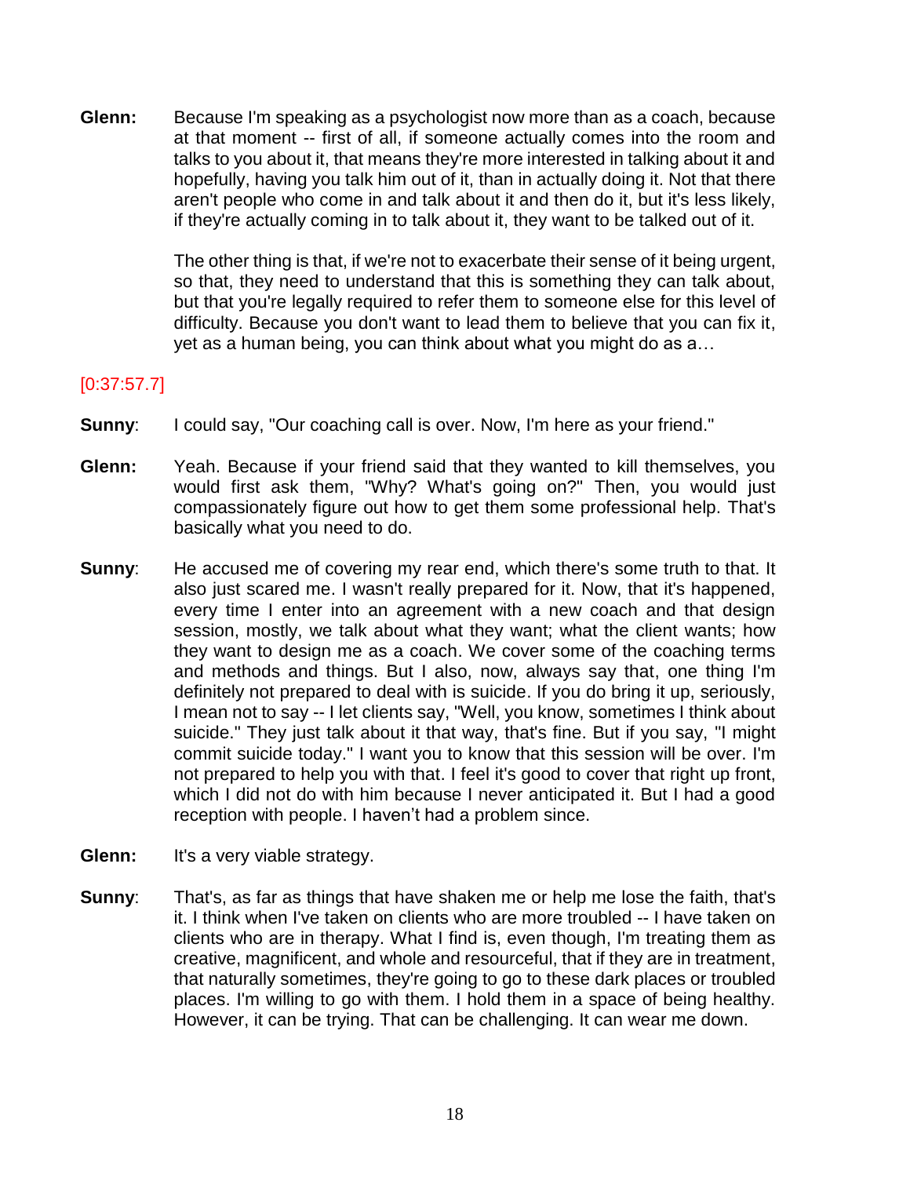**Glenn:** Because I'm speaking as a psychologist now more than as a coach, because at that moment -- first of all, if someone actually comes into the room and talks to you about it, that means they're more interested in talking about it and hopefully, having you talk him out of it, than in actually doing it. Not that there aren't people who come in and talk about it and then do it, but it's less likely, if they're actually coming in to talk about it, they want to be talked out of it.

The other thing is that, if we're not to exacerbate their sense of it being urgent, so that, they need to understand that this is something they can talk about, but that you're legally required to refer them to someone else for this level of difficulty. Because you don't want to lead them to believe that you can fix it, yet as a human being, you can think about what you might do as a…

[0:37:57.7]

**Sunny**: I could say, "Our coaching call is over. Now, I'm here as your friend."

**Glenn:** Yeah. Because if your friend said that they wanted to kill themselves, you would first ask them, "Why? What's going on?" Then, you would just compassionately figure out how to get them some professional help. That's basically what you need to do.

**Sunny**: He accused me of covering my rear end, which there's some truth to that. It also just scared me. I wasn't really prepared for it. Now, that it's happened, every time I enter into an agreement with a new coach and that design session, mostly, we talk about what they want; what the client wants; how they want to design me as a coach. We cover some of the coaching terms and methods and things. But I also, now, always say that, one thing I'm definitely not prepared to deal with is suicide. If you do bring it up, seriously, I mean not to say -- I let clients say, "Well, you know, sometimes I think about suicide." They just talk about it that way, that's fine. But if you say, "I might commit suicide today." I want you to know that this session will be over. I'm not prepared to help you with that. I feel it's good to cover that right up front, which I did not do with him because I never anticipated it. But I had a good reception with people. I haven't had a problem since.

**Glenn:** It's a very viable strategy.

**Sunny**: That's, as far as things that have shaken me or help me lose the faith, that's it. I think when I've taken on clients who are more troubled -- I have taken on clients who are in therapy. What I find is, even though, I'm treating them as creative, magnificent, and whole and resourceful, that if they are in treatment, that naturally sometimes, they're going to go to these dark places or troubled places. I'm willing to go with them. I hold them in a space of being healthy. However, it can be trying. That can be challenging. It can wear me down.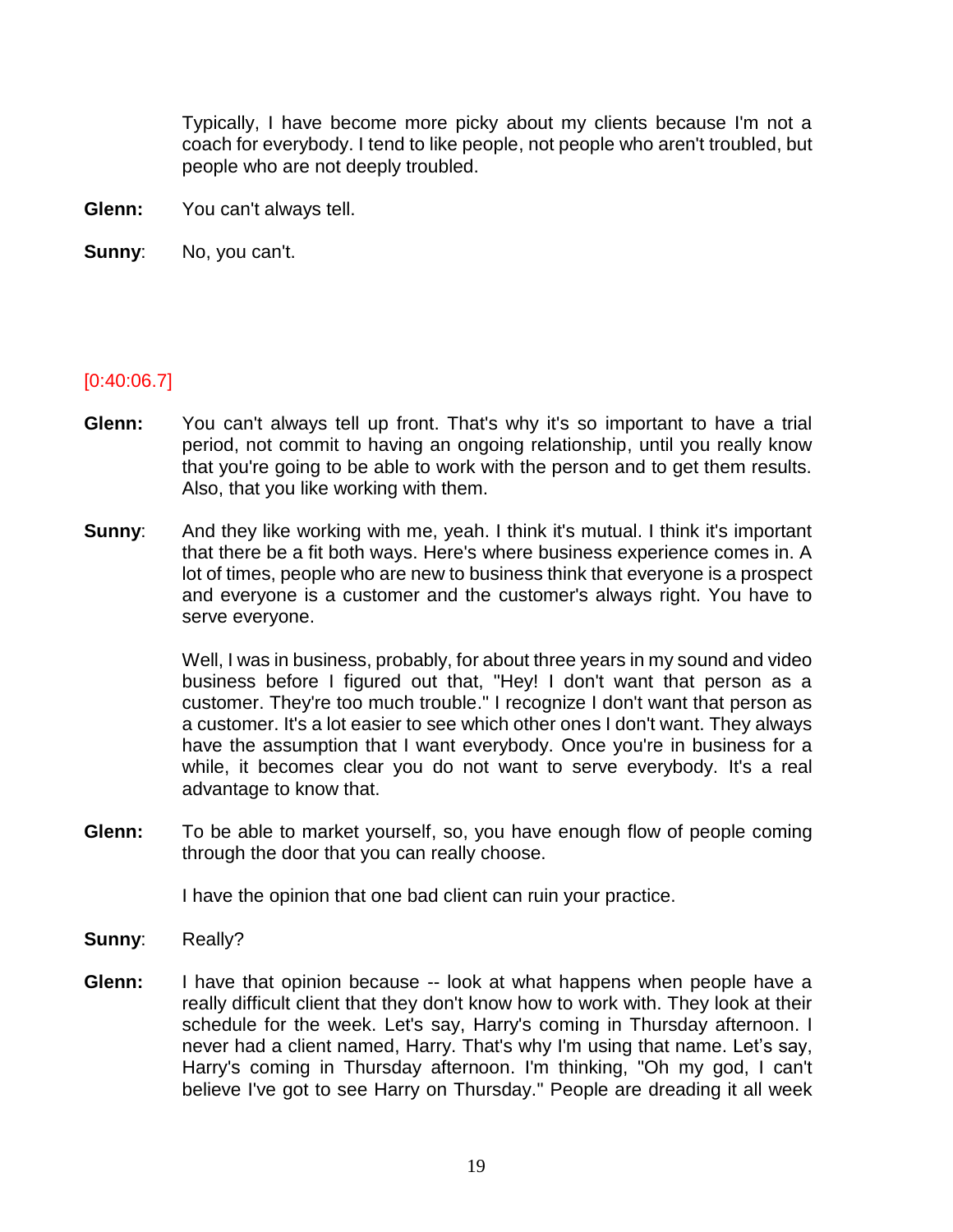Typically, I have become more picky about my clients because I'm not a coach for everybody. I tend to like people, not people who aren't troubled, but people who are not deeply troubled.

**Glenn:** You can't always tell.

**Sunny**: No, you can't.

[0:40:06.7]

**Glenn:** You can't always tell up front. That's why it's so important to have a trial period, not commit to having an ongoing relationship, until you really know that you're going to be able to work with the person and to get them results. Also, that you like working with them.

**Sunny**: And they like working with me, yeah. I think it's mutual. I think it's important that there be a fit both ways. Here's where business experience comes in. A lot of times, people who are new to business think that everyone is a prospect and everyone is a customer and the customer's always right. You have to serve everyone.

Well, I was in business, probably, for about three years in my sound and video business before I figured out that, "Hey! I don't want that person as a customer. They're too much trouble." I recognize I don't want that person as a customer. It's a lot easier to see which other ones I don't want. They always have the assumption that I want everybody. Once you're in business for a while, it becomes clear you do not want to serve everybody. It's a real advantage to know that.

**Glenn:** To be able to market yourself, so, you have enough flow of people coming through the door that you can really choose.

I have the opinion that one bad client can ruin your practice.

**Sunny**: Really?

**Glenn:** I have that opinion because -- look at what happens when people have a really difficult client that they don't know how to work with. They look at their schedule for the week. Let's say, Harry's coming in Thursday afternoon. I never had a client named, Harry. That's why I'm using that name. Let's say, Harry's coming in Thursday afternoon. I'm thinking, "Oh my god, I can't believe I've got to see Harry on Thursday." People are dreading it all week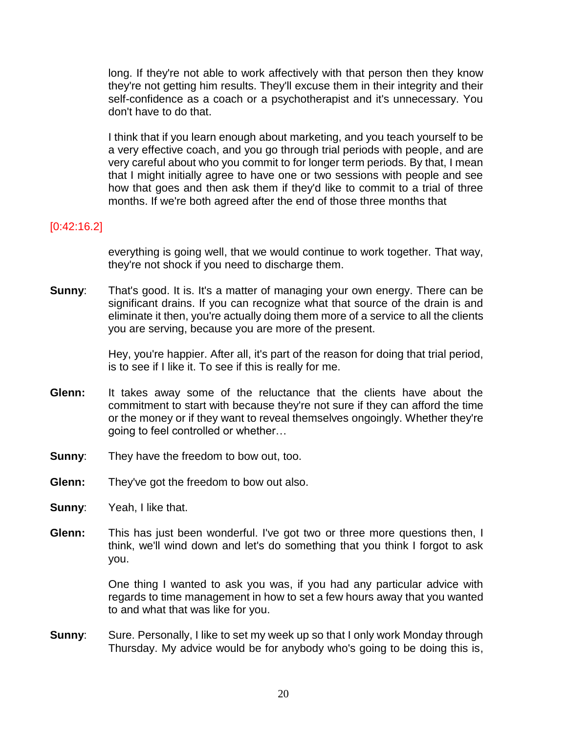long. If they're not able to work affectively with that person then they know they're not getting him results. They'll excuse them in their integrity and their self-confidence as a coach or a psychotherapist and it's unnecessary. You don't have to do that.

I think that if you learn enough about marketing, and you teach yourself to be a very effective coach, and you go through trial periods with people, and are very careful about who you commit to for longer term periods. By that, I mean that I might initially agree to have one or two sessions with people and see how that goes and then ask them if they'd like to commit to a trial of three months. If we're both agreed after the end of those three months that

[0:42:16.2]

everything is going well, that we would continue to work together. That way, they're not shock if you need to discharge them.

**Sunny**: That's good. It is. It's a matter of managing your own energy. There can be significant drains. If you can recognize what that source of the drain is and eliminate it then, you're actually doing them more of a service to all the clients you are serving, because you are more of the present.

Hey, you're happier. After all, it's part of the reason for doing that trial period, is to see if I like it. To see if this is really for me.

**Glenn:** It takes away some of the reluctance that the clients have about the commitment to start with because they're not sure if they can afford the time or the money or if they want to reveal themselves ongoingly. Whether they're going to feel controlled or whether…

**Sunny**: They have the freedom to bow out, too.

**Glenn:** They've got the freedom to bow out also.

**Sunny**: Yeah, I like that.

**Glenn:** This has just been wonderful. I've got two or three more questions then, I think, we'll wind down and let's do something that you think I forgot to ask you.

One thing I wanted to ask you was, if you had any particular advice with regards to time management in how to set a few hours away that you wanted to and what that was like for you.

**Sunny**: Sure. Personally, I like to set my week up so that I only work Monday through Thursday. My advice would be for anybody who's going to be doing this is,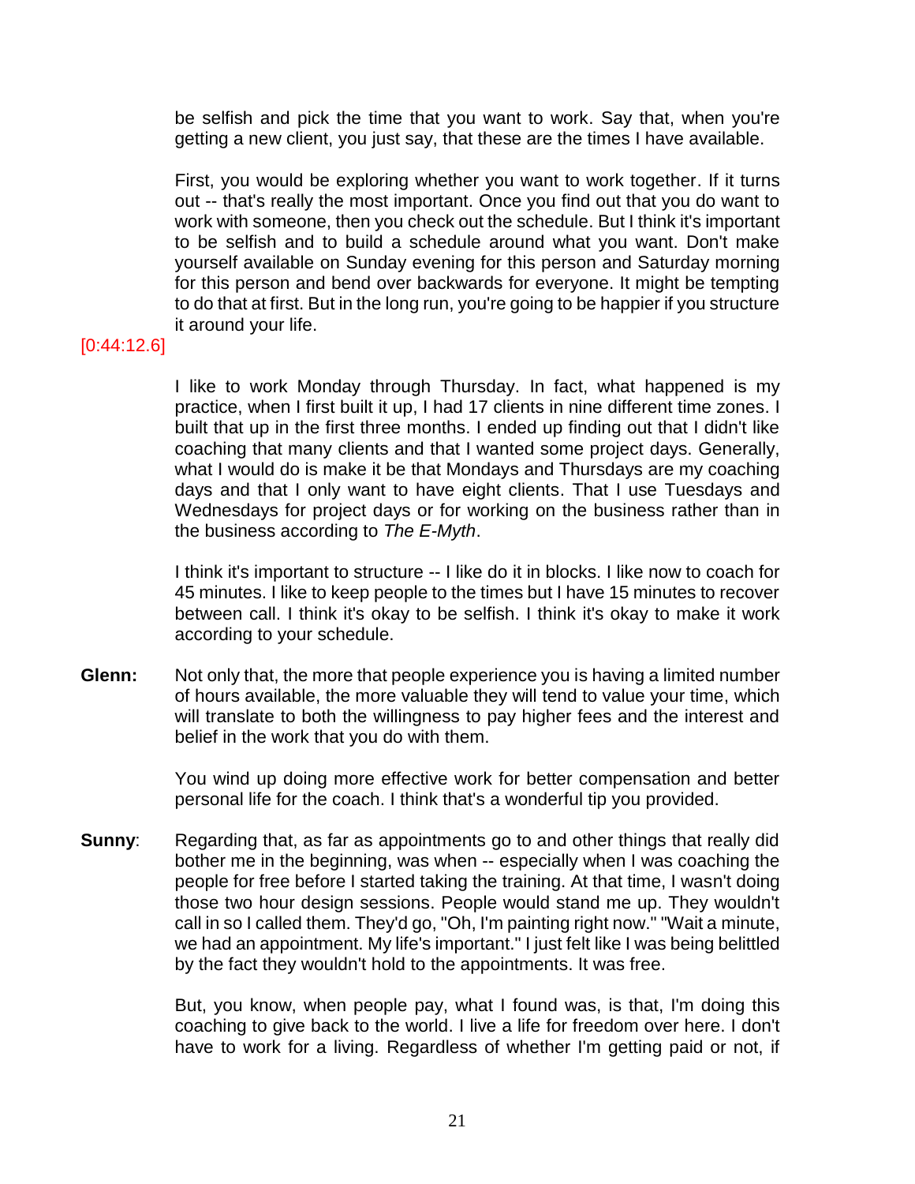be selfish and pick the time that you want to work. Say that, when you're getting a new client, you just say, that these are the times I have available.

First, you would be exploring whether you want to work together. If it turns out -- that's really the most important. Once you find out that you do want to work with someone, then you check out the schedule. But I think it's important to be selfish and to build a schedule around what you want. Don't make yourself available on Sunday evening for this person and Saturday morning for this person and bend over backwards for everyone. It might be tempting to do that at first. But in the long run, you're going to be happier if you structure it around your life.

[0:44:12.6]

I like to work Monday through Thursday. In fact, what happened is my practice, when I first built it up, I had 17 clients in nine different time zones. I built that up in the first three months. I ended up finding out that I didn't like coaching that many clients and that I wanted some project days. Generally, what I would do is make it be that Mondays and Thursdays are my coaching days and that I only want to have eight clients. That I use Tuesdays and Wednesdays for project days or for working on the business rather than in the business according to *The E-Myth*.

I think it's important to structure -- I like do it in blocks. I like now to coach for 45 minutes. I like to keep people to the times but I have 15 minutes to recover between call. I think it's okay to be selfish. I think it's okay to make it work according to your schedule.

**Glenn:** Not only that, the more that people experience you is having a limited number of hours available, the more valuable they will tend to value your time, which will translate to both the willingness to pay higher fees and the interest and belief in the work that you do with them.

You wind up doing more effective work for better compensation and better personal life for the coach. I think that's a wonderful tip you provided.

**Sunny**: Regarding that, as far as appointments go to and other things that really did bother me in the beginning, was when -- especially when I was coaching the people for free before I started taking the training. At that time, I wasn't doing those two hour design sessions. People would stand me up. They wouldn't call in so I called them. They'd go, "Oh, I'm painting right now." "Wait a minute, we had an appointment. My life's important." I just felt like I was being belittled by the fact they wouldn't hold to the appointments. It was free.

But, you know, when people pay, what I found was, is that, I'm doing this coaching to give back to the world. I live a life for freedom over here. I don't have to work for a living. Regardless of whether I'm getting paid or not, if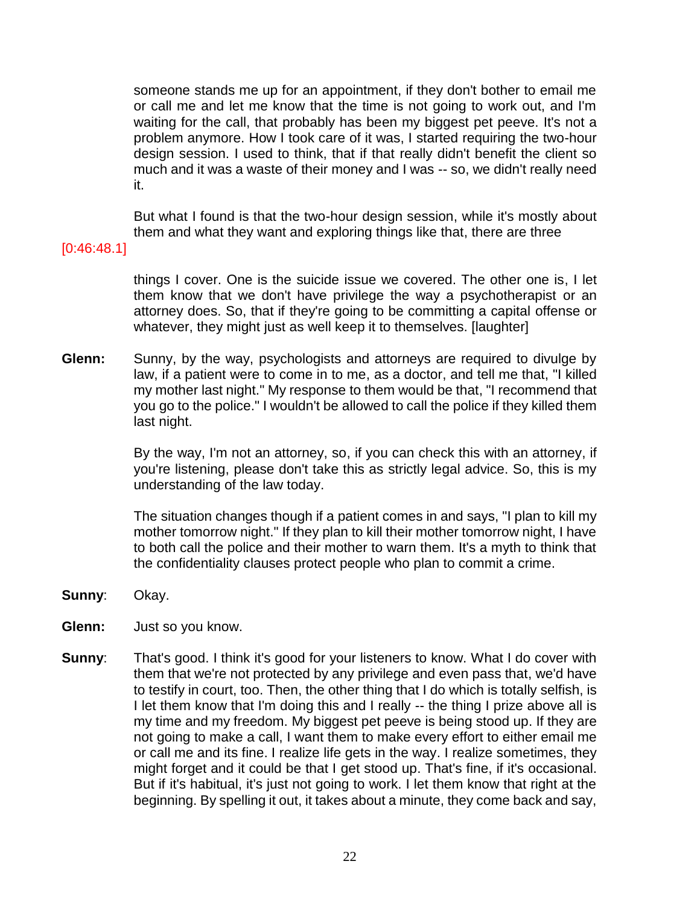someone stands me up for an appointment, if they don't bother to email me or call me and let me know that the time is not going to work out, and I'm waiting for the call, that probably has been my biggest pet peeve. It's not a problem anymore. How I took care of it was, I started requiring the two-hour design session. I used to think, that if that really didn't benefit the client so much and it was a waste of their money and I was -- so, we didn't really need it.

But what I found is that the two-hour design session, while it's mostly about them and what they want and exploring things like that, there are three

[0:46:48.1]

things I cover. One is the suicide issue we covered. The other one is, I let them know that we don't have privilege the way a psychotherapist or an attorney does. So, that if they're going to be committing a capital offense or whatever, they might just as well keep it to themselves. [laughter]

**Glenn:** Sunny, by the way, psychologists and attorneys are required to divulge by law, if a patient were to come in to me, as a doctor, and tell me that, "I killed my mother last night." My response to them would be that, "I recommend that you go to the police." I wouldn't be allowed to call the police if they killed them last night.

By the way, I'm not an attorney, so, if you can check this with an attorney, if you're listening, please don't take this as strictly legal advice. So, this is my understanding of the law today.

The situation changes though if a patient comes in and says, "I plan to kill my mother tomorrow night." If they plan to kill their mother tomorrow night, I have to both call the police and their mother to warn them. It's a myth to think that the confidentiality clauses protect people who plan to commit a crime.

**Sunny**: Okay.

**Glenn:** Just so you know.

**Sunny**: That's good. I think it's good for your listeners to know. What I do cover with them that we're not protected by any privilege and even pass that, we'd have to testify in court, too. Then, the other thing that I do which is totally selfish, is I let them know that I'm doing this and I really -- the thing I prize above all is my time and my freedom. My biggest pet peeve is being stood up. If they are not going to make a call, I want them to make every effort to either email me or call me and its fine. I realize life gets in the way. I realize sometimes, they might forget and it could be that I get stood up. That's fine, if it's occasional. But if it's habitual, it's just not going to work. I let them know that right at the beginning. By spelling it out, it takes about a minute, they come back and say,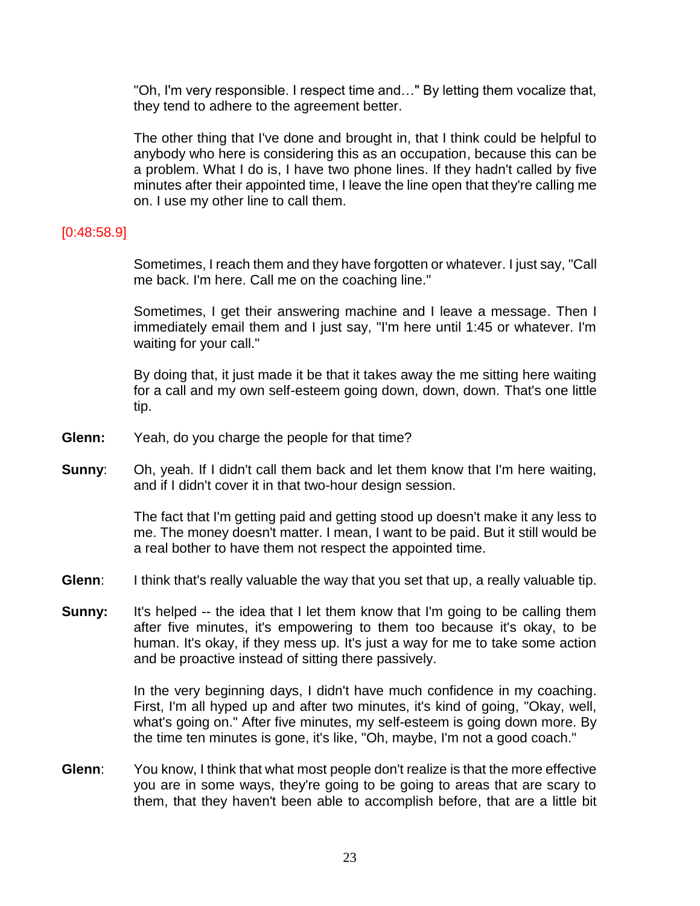"Oh, I'm very responsible. I respect time and…" By letting them vocalize that, they tend to adhere to the agreement better.

The other thing that I've done and brought in, that I think could be helpful to anybody who here is considering this as an occupation, because this can be a problem. What I do is, I have two phone lines. If they hadn't called by five minutes after their appointed time, I leave the line open that they're calling me on. I use my other line to call them.

[0:48:58.9]

Sometimes, I reach them and they have forgotten or whatever. I just say, "Call me back. I'm here. Call me on the coaching line."

Sometimes, I get their answering machine and I leave a message. Then I immediately email them and I just say, "I'm here until 1:45 or whatever. I'm waiting for your call."

By doing that, it just made it be that it takes away the me sitting here waiting for a call and my own self-esteem going down, down, down. That's one little tip.

**Glenn:** Yeah, do you charge the people for that time?

**Sunny**: Oh, yeah. If I didn't call them back and let them know that I'm here waiting, and if I didn't cover it in that two-hour design session.

The fact that I'm getting paid and getting stood up doesn't make it any less to me. The money doesn't matter. I mean, I want to be paid. But it still would be a real bother to have them not respect the appointed time.

**Glenn**: I think that's really valuable the way that you set that up, a really valuable tip.

**Sunny:** It's helped -- the idea that I let them know that I'm going to be calling them after five minutes, it's empowering to them too because it's okay, to be human. It's okay, if they mess up. It's just a way for me to take some action and be proactive instead of sitting there passively.

In the very beginning days, I didn't have much confidence in my coaching. First, I'm all hyped up and after two minutes, it's kind of going, "Okay, well, what's going on." After five minutes, my self-esteem is going down more. By the time ten minutes is gone, it's like, "Oh, maybe, I'm not a good coach."

**Glenn**: You know, I think that what most people don't realize is that the more effective you are in some ways, they're going to be going to areas that are scary to them, that they haven't been able to accomplish before, that are a little bit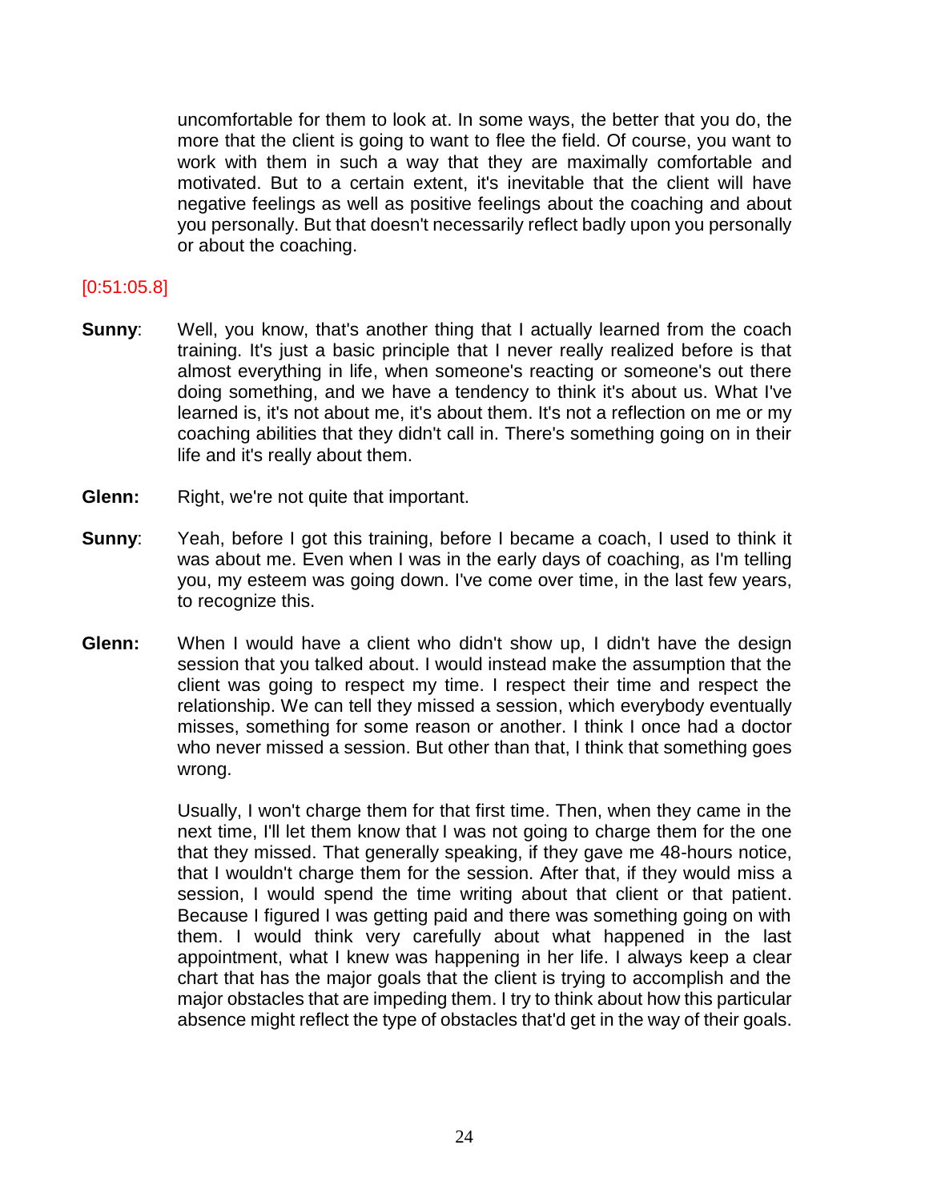uncomfortable for them to look at. In some ways, the better that you do, the more that the client is going to want to flee the field. Of course, you want to work with them in such a way that they are maximally comfortable and motivated. But to a certain extent, it's inevitable that the client will have negative feelings as well as positive feelings about the coaching and about you personally. But that doesn't necessarily reflect badly upon you personally or about the coaching.

[0:51:05.8]

**Sunny**: Well, you know, that's another thing that I actually learned from the coach training. It's just a basic principle that I never really realized before is that almost everything in life, when someone's reacting or someone's out there doing something, and we have a tendency to think it's about us. What I've learned is, it's not about me, it's about them. It's not a reflection on me or my coaching abilities that they didn't call in. There's something going on in their life and it's really about them.

**Glenn:** Right, we're not quite that important.

**Sunny**: Yeah, before I got this training, before I became a coach, I used to think it was about me. Even when I was in the early days of coaching, as I'm telling you, my esteem was going down. I've come over time, in the last few years, to recognize this.

**Glenn:** When I would have a client who didn't show up, I didn't have the design session that you talked about. I would instead make the assumption that the client was going to respect my time. I respect their time and respect the relationship. We can tell they missed a session, which everybody eventually misses, something for some reason or another. I think I once had a doctor who never missed a session. But other than that, I think that something goes wrong.

Usually, I won't charge them for that first time. Then, when they came in the next time, I'll let them know that I was not going to charge them for the one that they missed. That generally speaking, if they gave me 48-hours notice, that I wouldn't charge them for the session. After that, if they would miss a session, I would spend the time writing about that client or that patient. Because I figured I was getting paid and there was something going on with them. I would think very carefully about what happened in the last appointment, what I knew was happening in her life. I always keep a clear chart that has the major goals that the client is trying to accomplish and the major obstacles that are impeding them. I try to think about how this particular absence might reflect the type of obstacles that'd get in the way of their goals.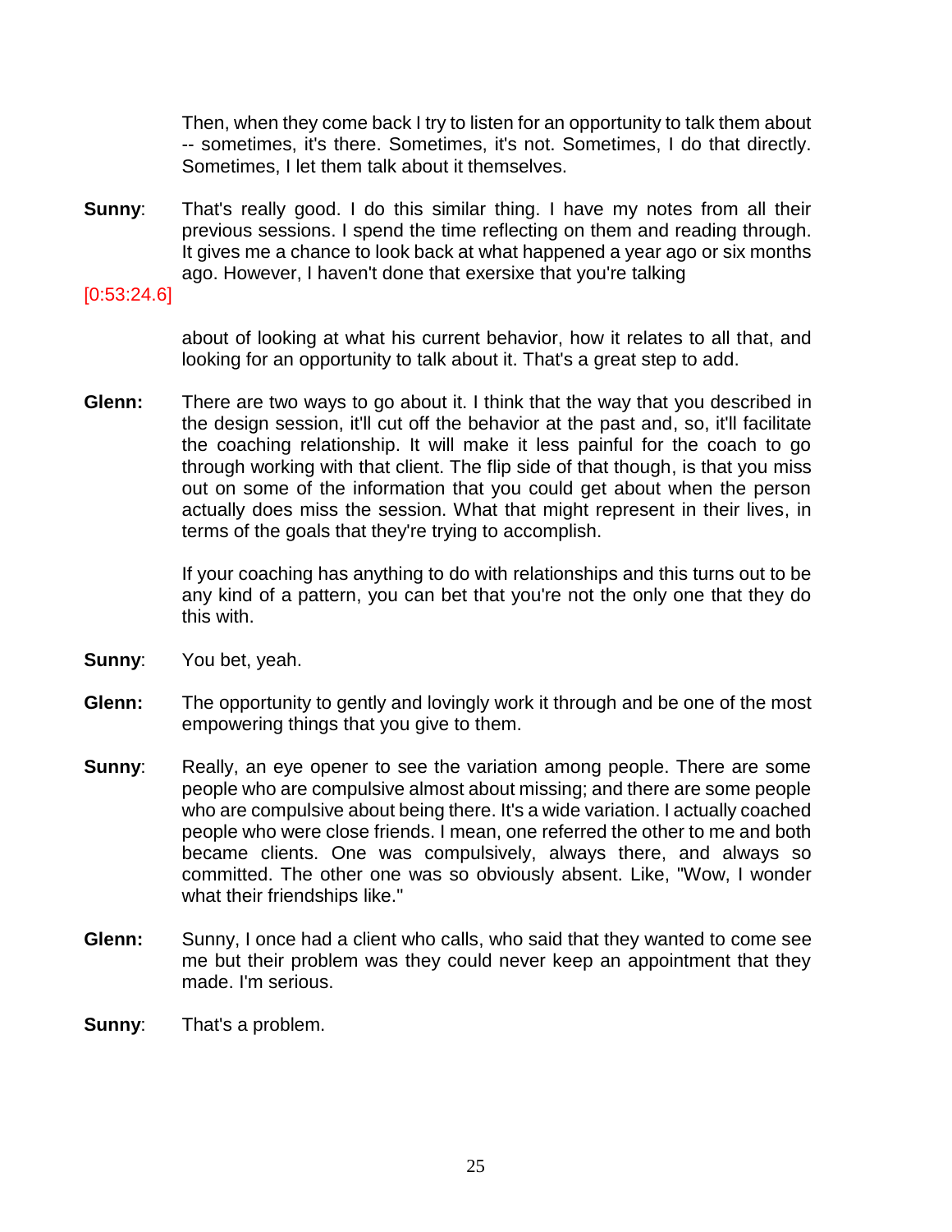Then, when they come back I try to listen for an opportunity to talk them about -- sometimes, it's there. Sometimes, it's not. Sometimes, I do that directly. Sometimes, I let them talk about it themselves.

**Sunny**: That's really good. I do this similar thing. I have my notes from all their previous sessions. I spend the time reflecting on them and reading through. It gives me a chance to look back at what happened a year ago or six months ago. However, I haven't done that exersixe that you're talking

[0:53:24.6]

about of looking at what his current behavior, how it relates to all that, and looking for an opportunity to talk about it. That's a great step to add.

**Glenn:** There are two ways to go about it. I think that the way that you described in the design session, it'll cut off the behavior at the past and, so, it'll facilitate the coaching relationship. It will make it less painful for the coach to go through working with that client. The flip side of that though, is that you miss out on some of the information that you could get about when the person actually does miss the session. What that might represent in their lives, in terms of the goals that they're trying to accomplish.

If your coaching has anything to do with relationships and this turns out to be any kind of a pattern, you can bet that you're not the only one that they do this with.

**Sunny**: You bet, yeah.

**Glenn:** The opportunity to gently and lovingly work it through and be one of the most empowering things that you give to them.

**Sunny**: Really, an eye opener to see the variation among people. There are some people who are compulsive almost about missing; and there are some people who are compulsive about being there. It's a wide variation. I actually coached people who were close friends. I mean, one referred the other to me and both became clients. One was compulsively, always there, and always so committed. The other one was so obviously absent. Like, "Wow, I wonder what their friendships like."

**Glenn:** Sunny, I once had a client who calls, who said that they wanted to come see me but their problem was they could never keep an appointment that they made. I'm serious.

**Sunny**: That's a problem.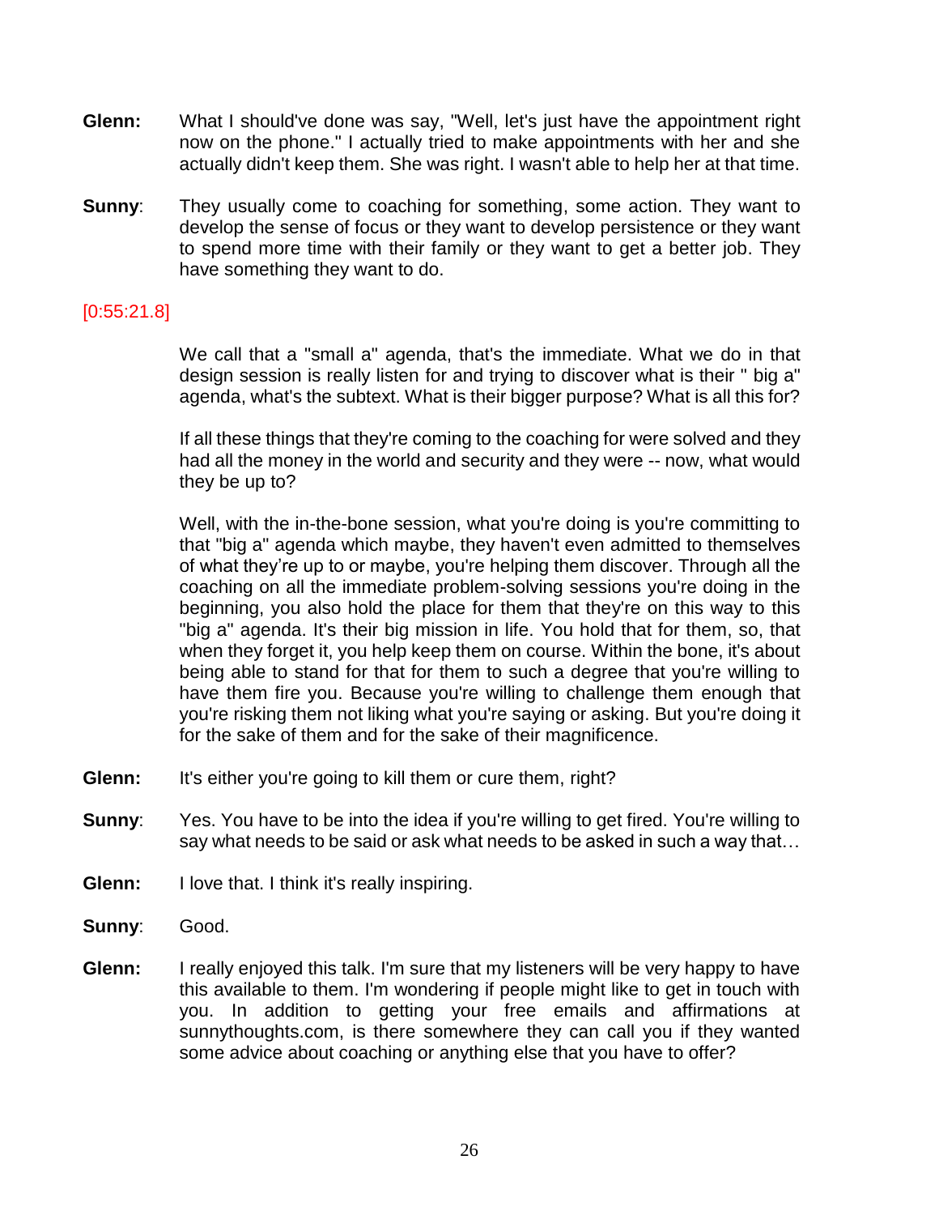**Glenn:** What I should've done was say, "Well, let's just have the appointment right now on the phone." I actually tried to make appointments with her and she actually didn't keep them. She was right. I wasn't able to help her at that time.

**Sunny**: They usually come to coaching for something, some action. They want to develop the sense of focus or they want to develop persistence or they want to spend more time with their family or they want to get a better job. They have something they want to do.

[0:55:21.8]

We call that a "small a" agenda, that's the immediate. What we do in that design session is really listen for and trying to discover what is their " big a" agenda, what's the subtext. What is their bigger purpose? What is all this for?

If all these things that they're coming to the coaching for were solved and they had all the money in the world and security and they were -- now, what would they be up to?

Well, with the in-the-bone session, what you're doing is you're committing to that "big a" agenda which maybe, they haven't even admitted to themselves of what they're up to or maybe, you're helping them discover. Through all the coaching on all the immediate problem-solving sessions you're doing in the beginning, you also hold the place for them that they're on this way to this "big a" agenda. It's their big mission in life. You hold that for them, so, that when they forget it, you help keep them on course. Within the bone, it's about being able to stand for that for them to such a degree that you're willing to have them fire you. Because you're willing to challenge them enough that you're risking them not liking what you're saying or asking. But you're doing it for the sake of them and for the sake of their magnificence.

**Glenn:** It's either you're going to kill them or cure them, right?

**Sunny**: Yes. You have to be into the idea if you're willing to get fired. You're willing to say what needs to be said or ask what needs to be asked in such a way that…

**Glenn:** I love that. I think it's really inspiring.

**Sunny**: Good.

**Glenn:** I really enjoyed this talk. I'm sure that my listeners will be very happy to have this available to them. I'm wondering if people might like to get in touch with you. In addition to getting your free emails and affirmations at sunnythoughts.com, is there somewhere they can call you if they wanted some advice about coaching or anything else that you have to offer?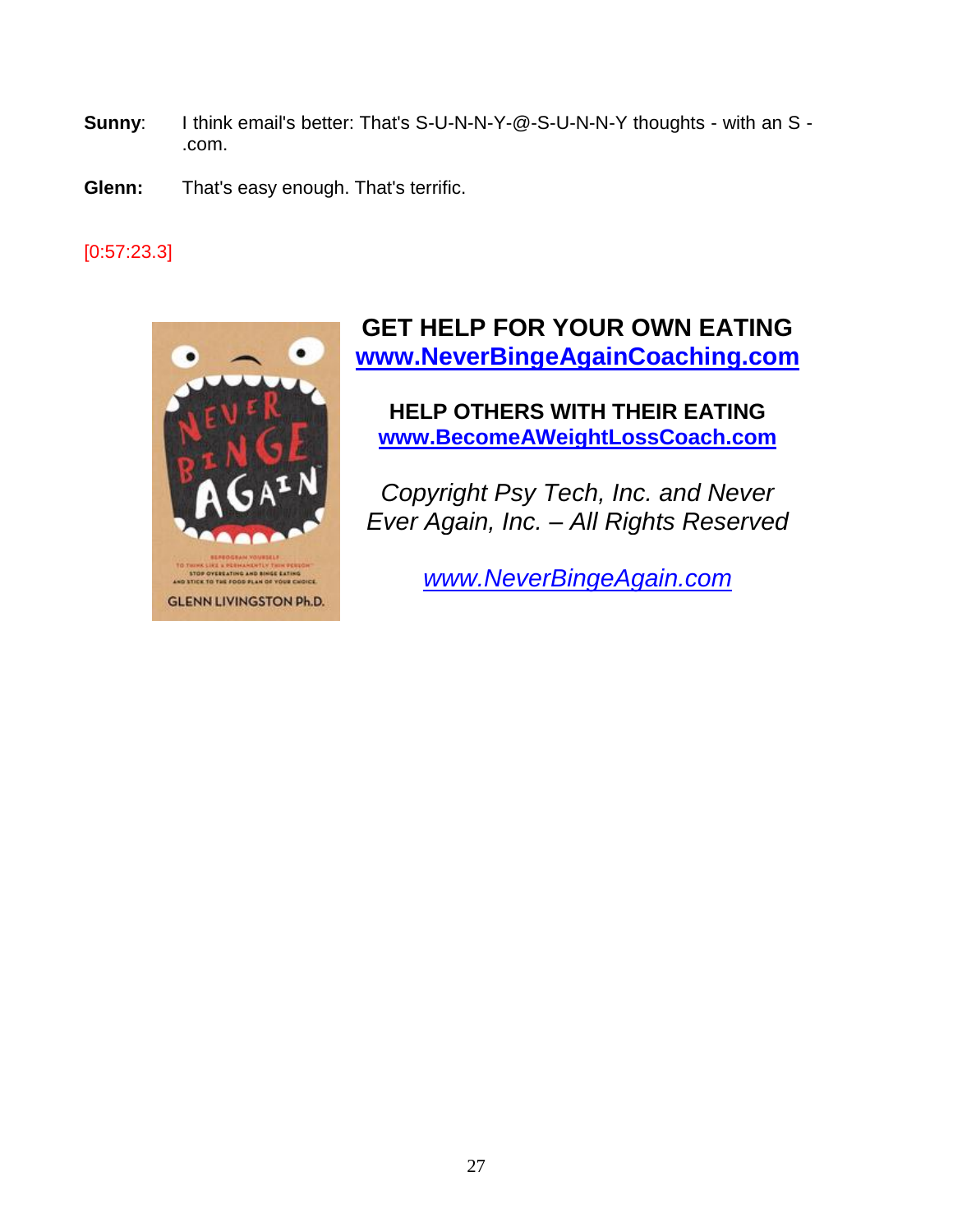**Sunny**: I think email's better: That's S-U-N-N-Y-@-S-U-N-N-Y thoughts - with an S - .com.

**Glenn:** That's easy enough. That's terrific.

[0:57:23.3]

**GET HELP FOR YOUR OWN EATING**
**www.NeverBingeAgainCoaching.com**

**HELP OTHERS WITH THEIR EATING**
**www.BecomeAWeightLossCoach.com**

*Copyright Psy Tech, Inc. and Never Ever Again, Inc. – All Rights Reserved*

*www.NeverBingeAgain.com*